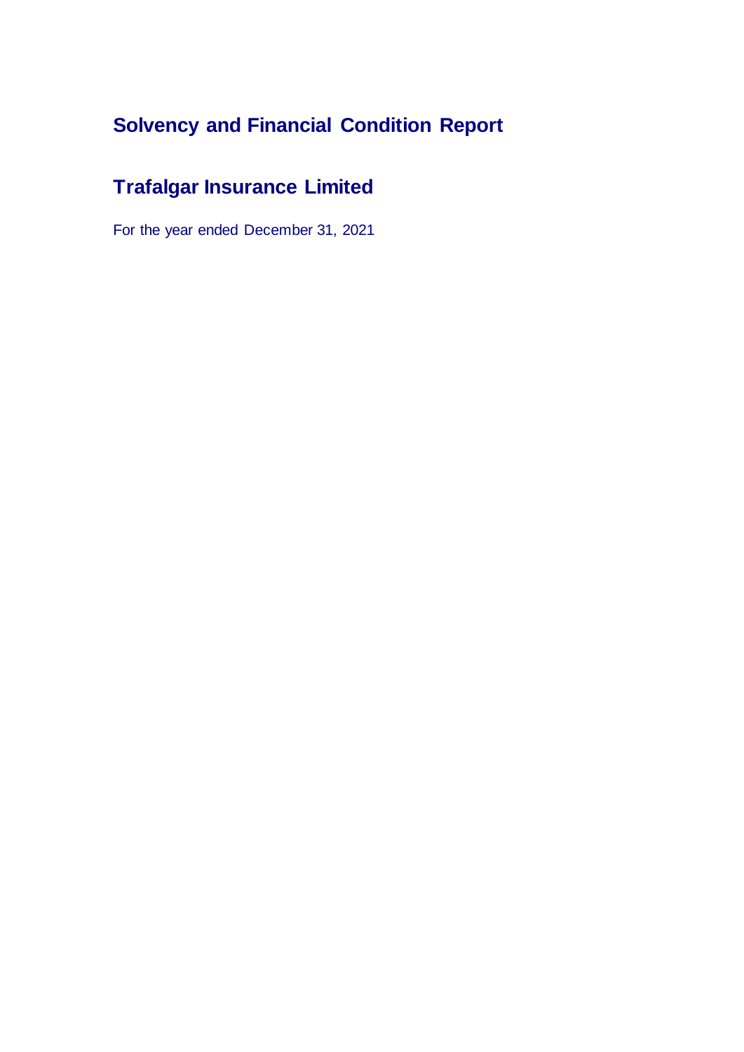# Solvency and Financial Condition Report

## Trafalgar Insurance Limited

For the year ended December 31, 2021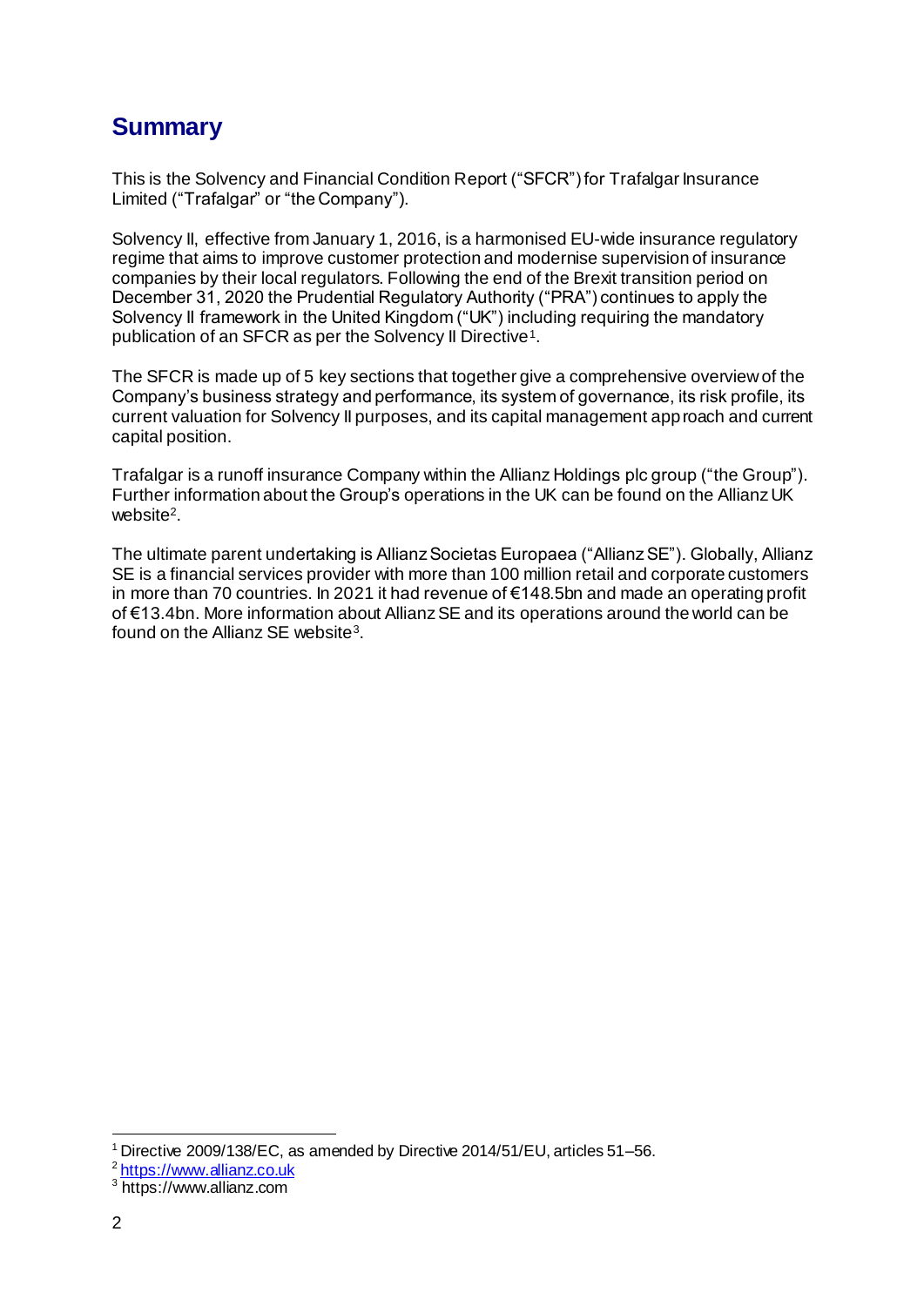## Summary

This is the Solvency and Financial Condition Report ("SFCR") for Trafalgar Insurance Limited ("Trafalgar" or "the Company").

Solvency II, effective from January 1, 2016, is a harmonised EU-wide insurance regulatory regime that aims to improve customer protection and modernise supervision of insurance companies by their local regulators. Following the end of the Brexit transition period on December 31, 2020 the Prudential Regulatory Authority ("PRA") continues to apply the Solvency II framework in the United Kingdom ("UK") including requiring the mandatory publication of an SFCR as per the Solvency II Directive[1].

The SFCR is made up of 5 key sections that together give a comprehensive overview of the Company's business strategy and performance, its system of governance, its risk profile, its current valuation for Solvency II purposes, and its capital management approach and current capital position.

Trafalgar is a runoff insurance Company within the Allianz Holdings plc group ("the Group"). Further information about the Group's operations in the UK can be found on the Allianz UK website[2].

The ultimate parent undertaking is Allianz Societas Europaea ("Allianz SE"). Globally, Allianz SE is a financial services provider with more than 100 million retail and corporate customers in more than 70 countries. In 2021 it had revenue of €148.5bn and made an operating profit of €13.4bn. More information about Allianz SE and its operations around the world can be found on the Allianz SE website[3].

---

[1] Directive 2009/138/EC, as amended by Directive 2014/51/EU, articles 51–56.

[2] https://www.allianz.co.uk

[3] https://www.allianz.com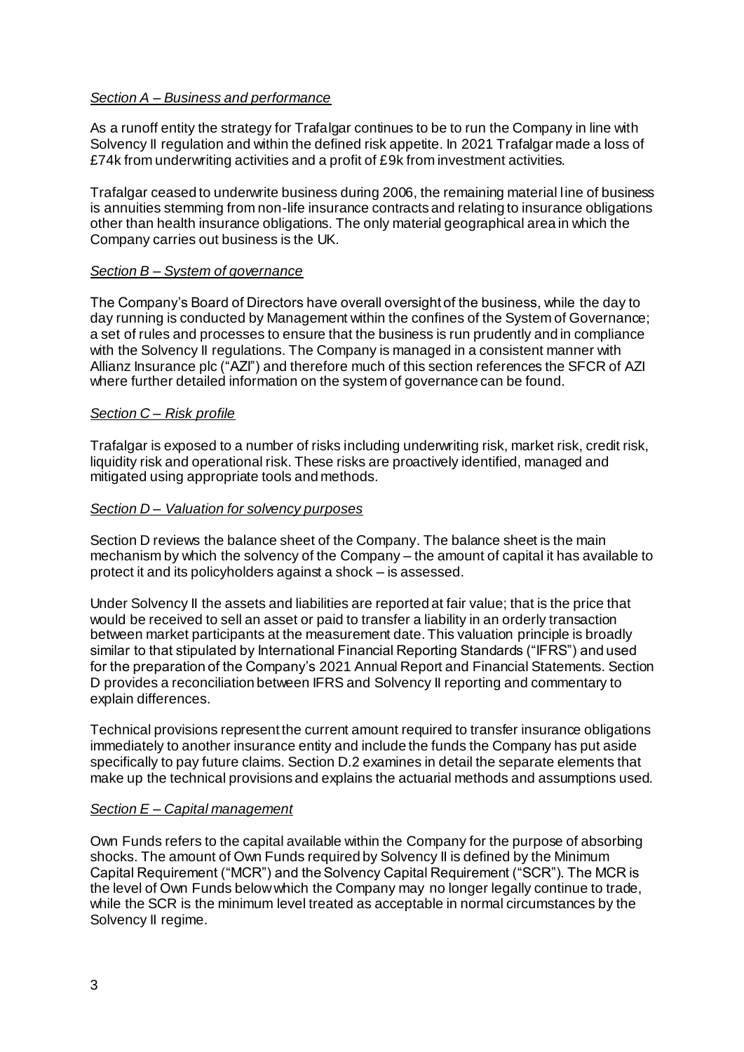*Section A – Business and performance*

As a runoff entity the strategy for Trafalgar continues to be to run the Company in line with Solvency II regulation and within the defined risk appetite. In 2021 Trafalgar made a loss of £74k from underwriting activities and a profit of £9k from investment activities.

Trafalgar ceased to underwrite business during 2006, the remaining material line of business is annuities stemming from non-life insurance contracts and relating to insurance obligations other than health insurance obligations. The only material geographical area in which the Company carries out business is the UK.

*Section B – System of governance*

The Company's Board of Directors have overall oversight of the business, while the day to day running is conducted by Management within the confines of the System of Governance; a set of rules and processes to ensure that the business is run prudently and in compliance with the Solvency II regulations. The Company is managed in a consistent manner with Allianz Insurance plc ("AZI") and therefore much of this section references the SFCR of AZI where further detailed information on the system of governance can be found.

*Section C – Risk profile*

Trafalgar is exposed to a number of risks including underwriting risk, market risk, credit risk, liquidity risk and operational risk. These risks are proactively identified, managed and mitigated using appropriate tools and methods.

*Section D – Valuation for solvency purposes*

Section D reviews the balance sheet of the Company. The balance sheet is the main mechanism by which the solvency of the Company – the amount of capital it has available to protect it and its policyholders against a shock – is assessed.

Under Solvency II the assets and liabilities are reported at fair value; that is the price that would be received to sell an asset or paid to transfer a liability in an orderly transaction between market participants at the measurement date. This valuation principle is broadly similar to that stipulated by International Financial Reporting Standards ("IFRS") and used for the preparation of the Company's 2021 Annual Report and Financial Statements. Section D provides a reconciliation between IFRS and Solvency II reporting and commentary to explain differences.

Technical provisions represent the current amount required to transfer insurance obligations immediately to another insurance entity and include the funds the Company has put aside specifically to pay future claims. Section D.2 examines in detail the separate elements that make up the technical provisions and explains the actuarial methods and assumptions used.

*Section E – Capital management*

Own Funds refers to the capital available within the Company for the purpose of absorbing shocks. The amount of Own Funds required by Solvency II is defined by the Minimum Capital Requirement ("MCR") and the Solvency Capital Requirement ("SCR"). The MCR is the level of Own Funds below which the Company may no longer legally continue to trade, while the SCR is the minimum level treated as acceptable in normal circumstances by the Solvency II regime.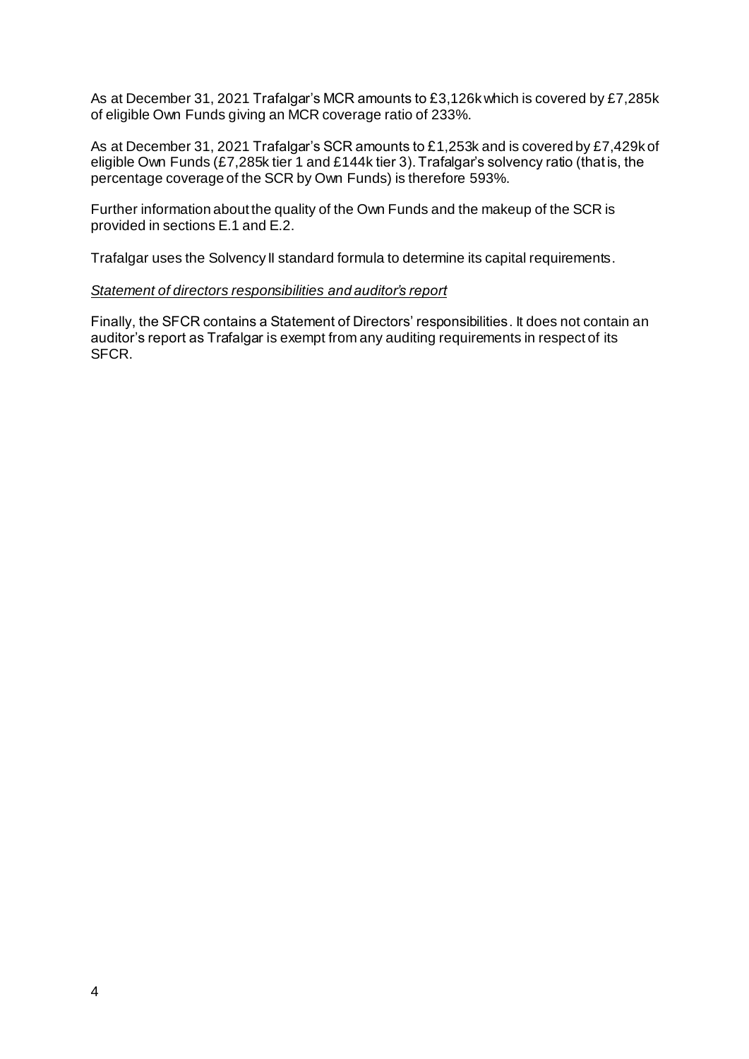As at December 31, 2021 Trafalgar's MCR amounts to £3,126k which is covered by £7,285k of eligible Own Funds giving an MCR coverage ratio of 233%.

As at December 31, 2021 Trafalgar's SCR amounts to £1,253k and is covered by £7,429k of eligible Own Funds (£7,285k tier 1 and £144k tier 3). Trafalgar's solvency ratio (that is, the percentage coverage of the SCR by Own Funds) is therefore 593%.

Further information about the quality of the Own Funds and the makeup of the SCR is provided in sections E.1 and E.2.

Trafalgar uses the Solvency II standard formula to determine its capital requirements.

*Statement of directors responsibilities and auditor's report*

Finally, the SFCR contains a Statement of Directors' responsibilities. It does not contain an auditor's report as Trafalgar is exempt from any auditing requirements in respect of its SFCR.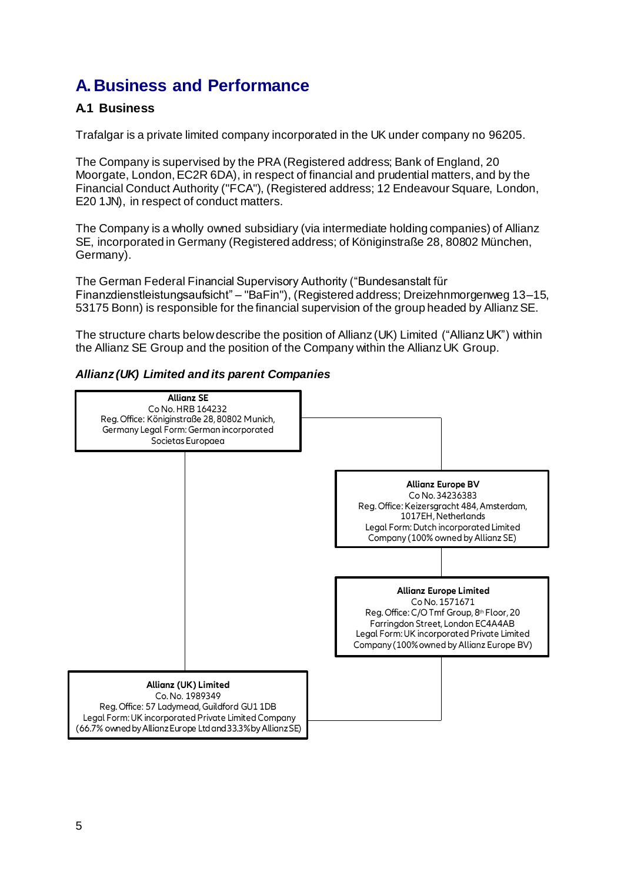# A. Business and Performance

## A.1 Business

Trafalgar is a private limited company incorporated in the UK under company no 96205.

The Company is supervised by the PRA (Registered address; Bank of England, 20 Moorgate, London, EC2R 6DA), in respect of financial and prudential matters, and by the Financial Conduct Authority ("FCA"), (Registered address; 12 Endeavour Square, London, E20 1JN), in respect of conduct matters.

The Company is a wholly owned subsidiary (via intermediate holding companies) of Allianz SE, incorporated in Germany (Registered address; of Königinstraße 28, 80802 München, Germany).

The German Federal Financial Supervisory Authority ("Bundesanstalt für Finanzdienstleistungsaufsicht" – "BaFin"), (Registered address; Dreizehnmorgenweg 13–15, 53175 Bonn) is responsible for the financial supervision of the group headed by Allianz SE.

The structure charts below describe the position of Allianz (UK) Limited ("Allianz UK") within the Allianz SE Group and the position of the Company within the Allianz UK Group.

***Allianz (UK) Limited and its parent Companies***

**Allianz SE**
Co No. HRB 164232
Reg. Office: Königinstraße 28, 80802 Munich, Germany Legal Form: German incorporated Societas Europaea

**Allianz Europe BV**
Co No. 34236383
Reg. Office: Keizersgracht 484, Amsterdam, 1017EH, Netherlands
Legal Form: Dutch incorporated Limited Company (100% owned by Allianz SE)

**Allianz Europe Limited**
Co No. 1571671
Reg. Office: C/O Tmf Group, 8th Floor, 20 Farringdon Street, London EC4A4AB
Legal Form: UK incorporated Private Limited Company (100% owned by Allianz Europe BV)

**Allianz (UK) Limited**
Co. No. 1989349
Reg. Office: 57 Ladymead, Guildford GU1 1DB
Legal Form: UK incorporated Private Limited Company (66.7% owned by Allianz Europe Ltd and 33.3% by Allianz SE)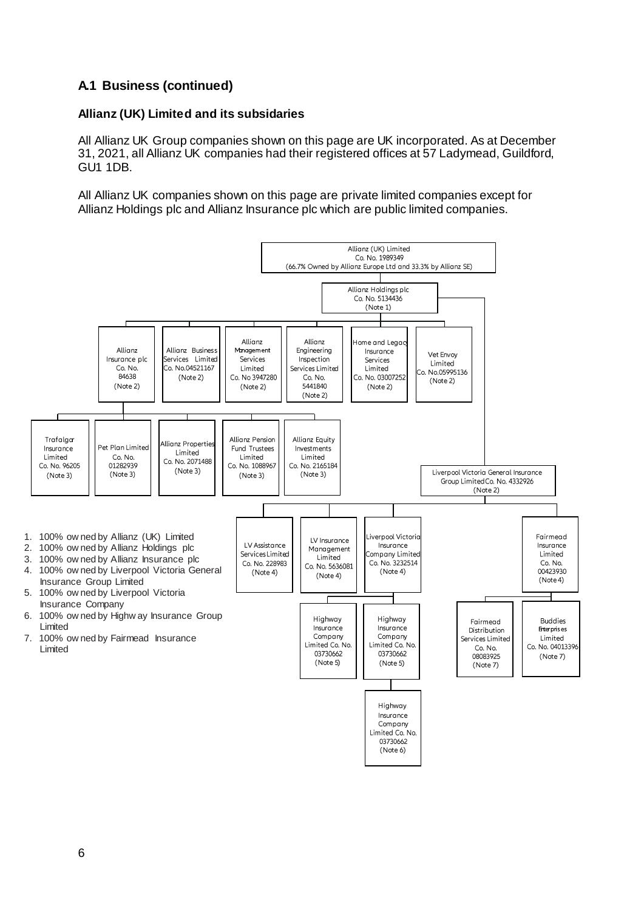## A.1 Business (continued)

### Allianz (UK) Limited and its subsidaries

All Allianz UK Group companies shown on this page are UK incorporated. As at December 31, 2021, all Allianz UK companies had their registered offices at 57 Ladymead, Guildford, GU1 1DB.

All Allianz UK companies shown on this page are private limited companies except for Allianz Holdings plc and Allianz Insurance plc which are public limited companies.

- Allianz (UK) Limited Co. No. 1989349 (66.7% Owned by Allianz Europe Ltd and 33.3% by Allianz SE)
  - Allianz Holdings plc Co. No. 5134436 (Note 1)
    - Allianz Insurance plc Co. No. 84638 (Note 2)
      - Trafalgar Insurance Limited Co. No. 96205 (Note 3)
      - Pet Plan Limited Co. No. 01282939 (Note 3)
      - Allianz Properties Limited Co. No. 2071488 (Note 3)
      - Allianz Pension Fund Trustees Limited Co. No. 1088967 (Note 3)
      - Allianz Equity Investments Limited Co. No. 2165184 (Note 3)
    - Allianz Business Services Limited Co. No.04521167 (Note 2)
    - Allianz Management Services Limited Co. No 3947280 (Note 2)
    - Allianz Engineering Inspection Services Limited Co. No. 5441840 (Note 2)
    - Home and Legacy Insurance Services Limited Co. No. 03007252 (Note 2)
    - Vet Envoy Limited Co. No.05995136 (Note 2)
    - Liverpool Victoria General Insurance Group Limited Co. No. 4332926 (Note 2)
      - LV Assistance Services Limited Co. No. 228983 (Note 4)
      - LV Insurance Management Limited Co. No. 5636081 (Note 4)
      - Liverpool Victoria Insurance Company Limited Co. No. 3232514 (Note 4)
        - Highway Insurance Company Limited Co. No. 03730662 (Note 5)
        - Highway Insurance Company Limited Co. No. 03730662 (Note 5)
          - Highway Insurance Company Limited Co. No. 03730662 (Note 6)
      - Fairmead Insurance Limited Co. No. 00423930 (Note 4)
        - Fairmead Distribution Services Limited Co. No. 08083925 (Note 7)
        - Buddies Enterprises Limited Co. No. 04013396 (Note 7)

1. 100% owned by Allianz (UK) Limited
2. 100% owned by Allianz Holdings plc
3. 100% owned by Allianz Insurance plc
4. 100% owned by Liverpool Victoria General Insurance Group Limited
5. 100% owned by Liverpool Victoria Insurance Company
6. 100% owned by Highway Insurance Group Limited
7. 100% owned by Fairmead Insurance Limited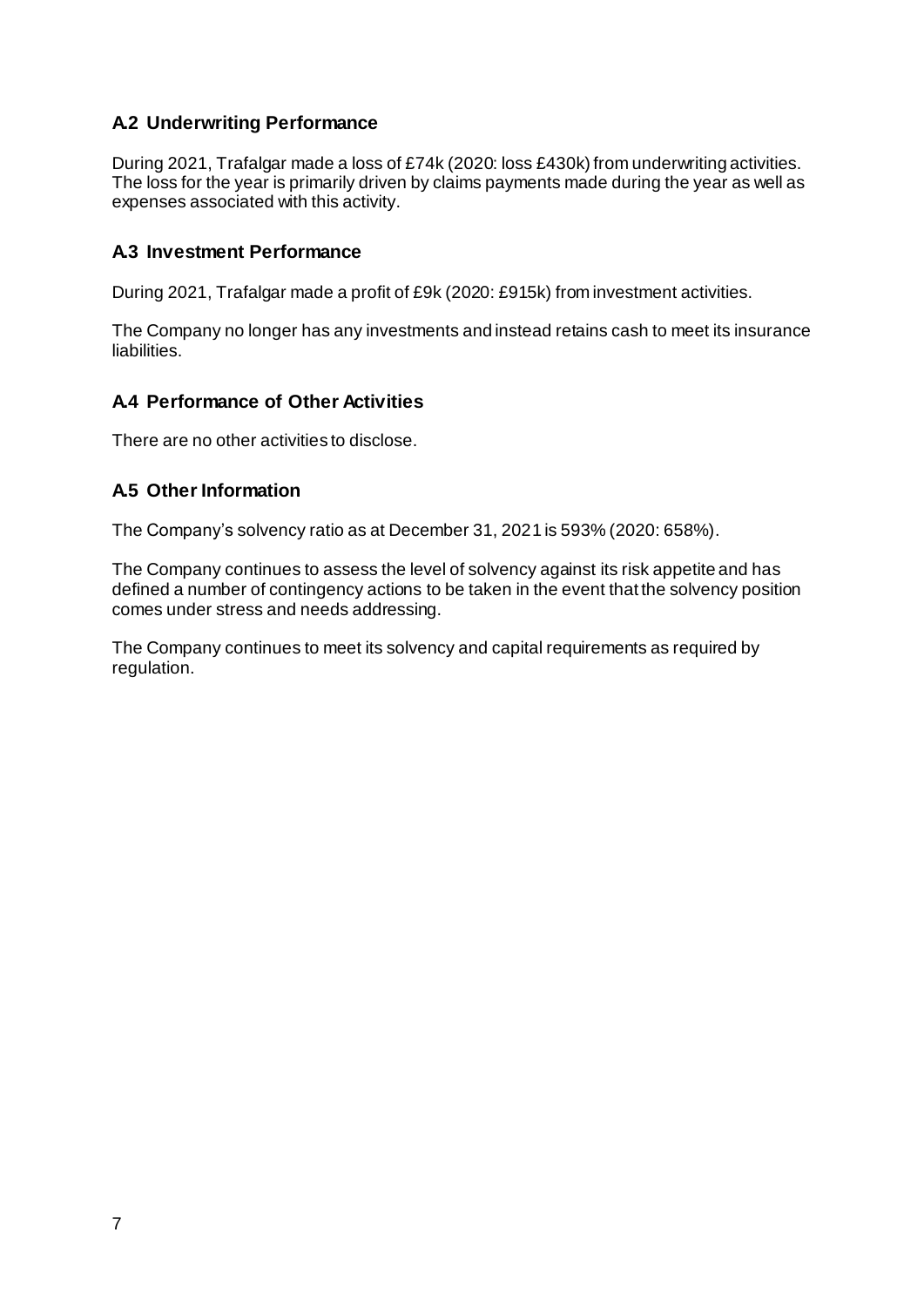## A.2 Underwriting Performance

During 2021, Trafalgar made a loss of £74k (2020: loss £430k) from underwriting activities. The loss for the year is primarily driven by claims payments made during the year as well as expenses associated with this activity.

## A.3 Investment Performance

During 2021, Trafalgar made a profit of £9k (2020: £915k) from investment activities.

The Company no longer has any investments and instead retains cash to meet its insurance liabilities.

## A.4 Performance of Other Activities

There are no other activities to disclose.

## A.5 Other Information

The Company's solvency ratio as at December 31, 2021 is 593% (2020: 658%).

The Company continues to assess the level of solvency against its risk appetite and has defined a number of contingency actions to be taken in the event that the solvency position comes under stress and needs addressing.

The Company continues to meet its solvency and capital requirements as required by regulation.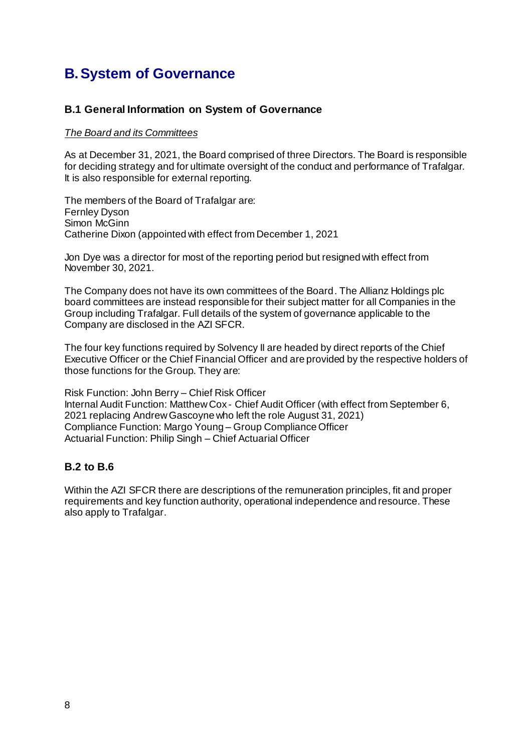# B. System of Governance

## B.1 General Information on System of Governance

*The Board and its Committees*

As at December 31, 2021, the Board comprised of three Directors. The Board is responsible for deciding strategy and for ultimate oversight of the conduct and performance of Trafalgar. It is also responsible for external reporting.

The members of the Board of Trafalgar are:
Fernley Dyson
Simon McGinn
Catherine Dixon (appointed with effect from December 1, 2021

Jon Dye was a director for most of the reporting period but resigned with effect from November 30, 2021.

The Company does not have its own committees of the Board. The Allianz Holdings plc board committees are instead responsible for their subject matter for all Companies in the Group including Trafalgar. Full details of the system of governance applicable to the Company are disclosed in the AZI SFCR.

The four key functions required by Solvency II are headed by direct reports of the Chief Executive Officer or the Chief Financial Officer and are provided by the respective holders of those functions for the Group. They are:

Risk Function: John Berry – Chief Risk Officer
Internal Audit Function: Matthew Cox - Chief Audit Officer (with effect from September 6, 2021 replacing Andrew Gascoyne who left the role August 31, 2021)
Compliance Function: Margo Young – Group Compliance Officer
Actuarial Function: Philip Singh – Chief Actuarial Officer

## B.2 to B.6

Within the AZI SFCR there are descriptions of the remuneration principles, fit and proper requirements and key function authority, operational independence and resource. These also apply to Trafalgar.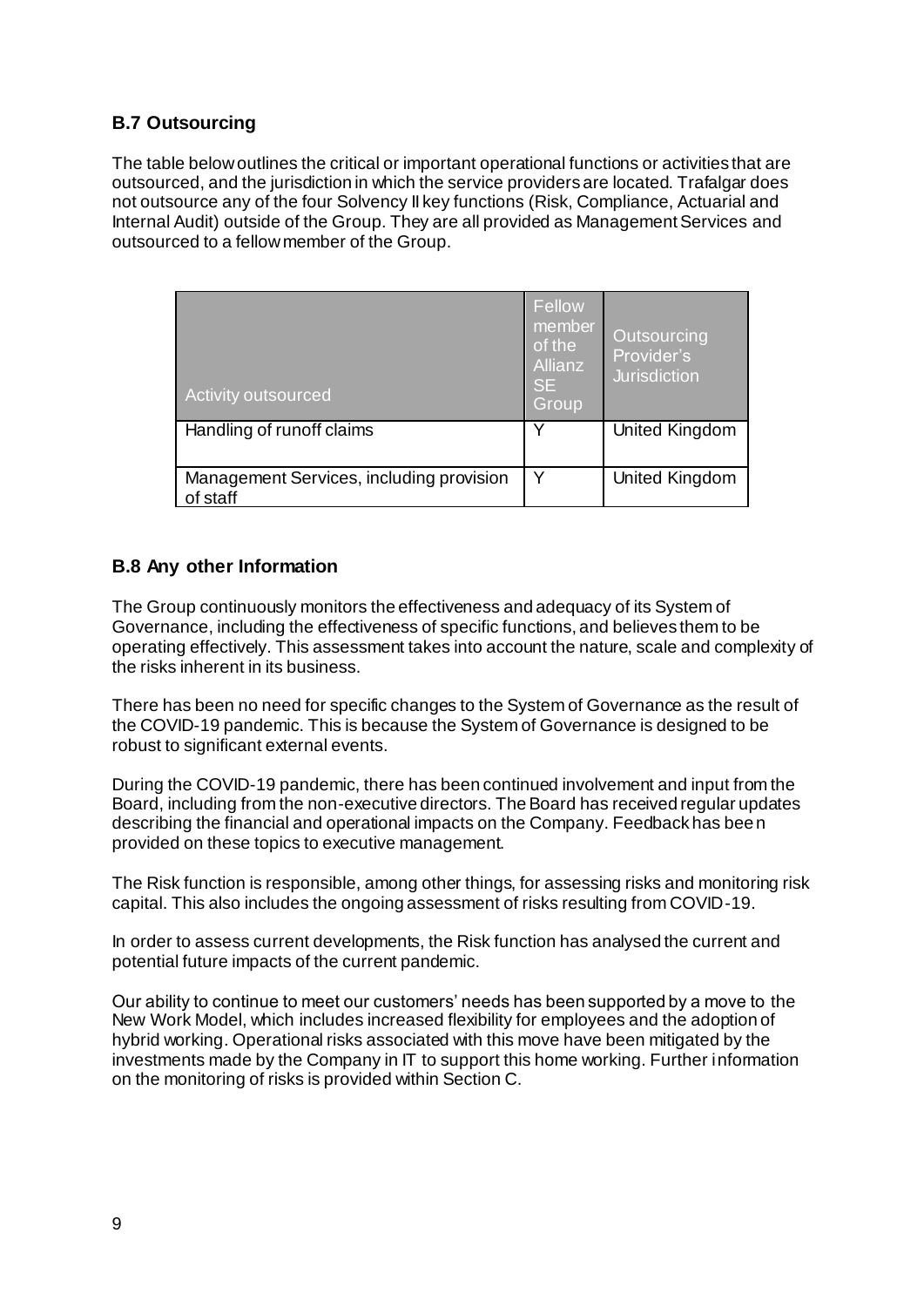## B.7 Outsourcing

The table below outlines the critical or important operational functions or activities that are outsourced, and the jurisdiction in which the service providers are located. Trafalgar does not outsource any of the four Solvency II key functions (Risk, Compliance, Actuarial and Internal Audit) outside of the Group. They are all provided as Management Services and outsourced to a fellow member of the Group.

| Activity outsourced | Fellow member of the Allianz SE Group | Outsourcing Provider's Jurisdiction |
|---|---|---|
| Handling of runoff claims | Y | United Kingdom |
| Management Services, including provision of staff | Y | United Kingdom |

## B.8 Any other Information

The Group continuously monitors the effectiveness and adequacy of its System of Governance, including the effectiveness of specific functions, and believes them to be operating effectively. This assessment takes into account the nature, scale and complexity of the risks inherent in its business.

There has been no need for specific changes to the System of Governance as the result of the COVID-19 pandemic. This is because the System of Governance is designed to be robust to significant external events.

During the COVID-19 pandemic, there has been continued involvement and input from the Board, including from the non-executive directors. The Board has received regular updates describing the financial and operational impacts on the Company. Feedback has been provided on these topics to executive management.

The Risk function is responsible, among other things, for assessing risks and monitoring risk capital. This also includes the ongoing assessment of risks resulting from COVID-19.

In order to assess current developments, the Risk function has analysed the current and potential future impacts of the current pandemic.

Our ability to continue to meet our customers' needs has been supported by a move to the New Work Model, which includes increased flexibility for employees and the adoption of hybrid working. Operational risks associated with this move have been mitigated by the investments made by the Company in IT to support this home working. Further information on the monitoring of risks is provided within Section C.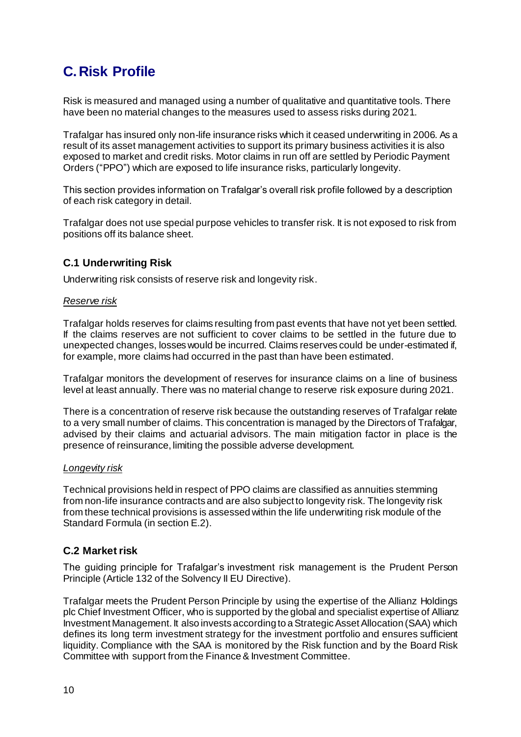# C. Risk Profile

Risk is measured and managed using a number of qualitative and quantitative tools. There have been no material changes to the measures used to assess risks during 2021.

Trafalgar has insured only non-life insurance risks which it ceased underwriting in 2006. As a result of its asset management activities to support its primary business activities it is also exposed to market and credit risks. Motor claims in run off are settled by Periodic Payment Orders ("PPO") which are exposed to life insurance risks, particularly longevity.

This section provides information on Trafalgar's overall risk profile followed by a description of each risk category in detail.

Trafalgar does not use special purpose vehicles to transfer risk. It is not exposed to risk from positions off its balance sheet.

## C.1 Underwriting Risk

Underwriting risk consists of reserve risk and longevity risk.

*Reserve risk*

Trafalgar holds reserves for claims resulting from past events that have not yet been settled. If the claims reserves are not sufficient to cover claims to be settled in the future due to unexpected changes, losses would be incurred. Claims reserves could be under-estimated if, for example, more claims had occurred in the past than have been estimated.

Trafalgar monitors the development of reserves for insurance claims on a line of business level at least annually. There was no material change to reserve risk exposure during 2021.

There is a concentration of reserve risk because the outstanding reserves of Trafalgar relate to a very small number of claims. This concentration is managed by the Directors of Trafalgar, advised by their claims and actuarial advisors. The main mitigation factor in place is the presence of reinsurance, limiting the possible adverse development.

*Longevity risk*

Technical provisions held in respect of PPO claims are classified as annuities stemming from non-life insurance contracts and are also subject to longevity risk. The longevity risk from these technical provisions is assessed within the life underwriting risk module of the Standard Formula (in section E.2).

## C.2 Market risk

The guiding principle for Trafalgar's investment risk management is the Prudent Person Principle (Article 132 of the Solvency II EU Directive).

Trafalgar meets the Prudent Person Principle by using the expertise of the Allianz Holdings plc Chief Investment Officer, who is supported by the global and specialist expertise of Allianz Investment Management. It also invests according to a Strategic Asset Allocation (SAA) which defines its long term investment strategy for the investment portfolio and ensures sufficient liquidity. Compliance with the SAA is monitored by the Risk function and by the Board Risk Committee with support from the Finance & Investment Committee.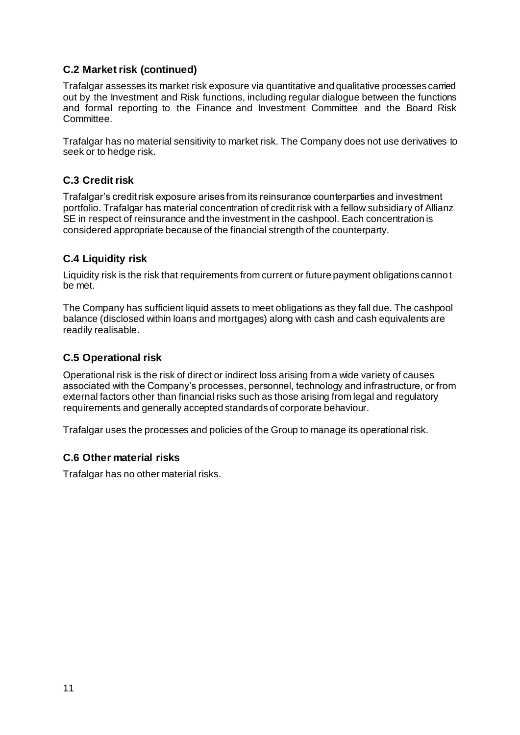## C.2 Market risk (continued)

Trafalgar assesses its market risk exposure via quantitative and qualitative processes carried out by the Investment and Risk functions, including regular dialogue between the functions and formal reporting to the Finance and Investment Committee and the Board Risk Committee.

Trafalgar has no material sensitivity to market risk. The Company does not use derivatives to seek or to hedge risk.

## C.3 Credit risk

Trafalgar's credit risk exposure arises from its reinsurance counterparties and investment portfolio. Trafalgar has material concentration of credit risk with a fellow subsidiary of Allianz SE in respect of reinsurance and the investment in the cashpool. Each concentration is considered appropriate because of the financial strength of the counterparty.

## C.4 Liquidity risk

Liquidity risk is the risk that requirements from current or future payment obligations cannot be met.

The Company has sufficient liquid assets to meet obligations as they fall due. The cashpool balance (disclosed within loans and mortgages) along with cash and cash equivalents are readily realisable.

## C.5 Operational risk

Operational risk is the risk of direct or indirect loss arising from a wide variety of causes associated with the Company's processes, personnel, technology and infrastructure, or from external factors other than financial risks such as those arising from legal and regulatory requirements and generally accepted standards of corporate behaviour.

Trafalgar uses the processes and policies of the Group to manage its operational risk.

## C.6 Other material risks

Trafalgar has no other material risks.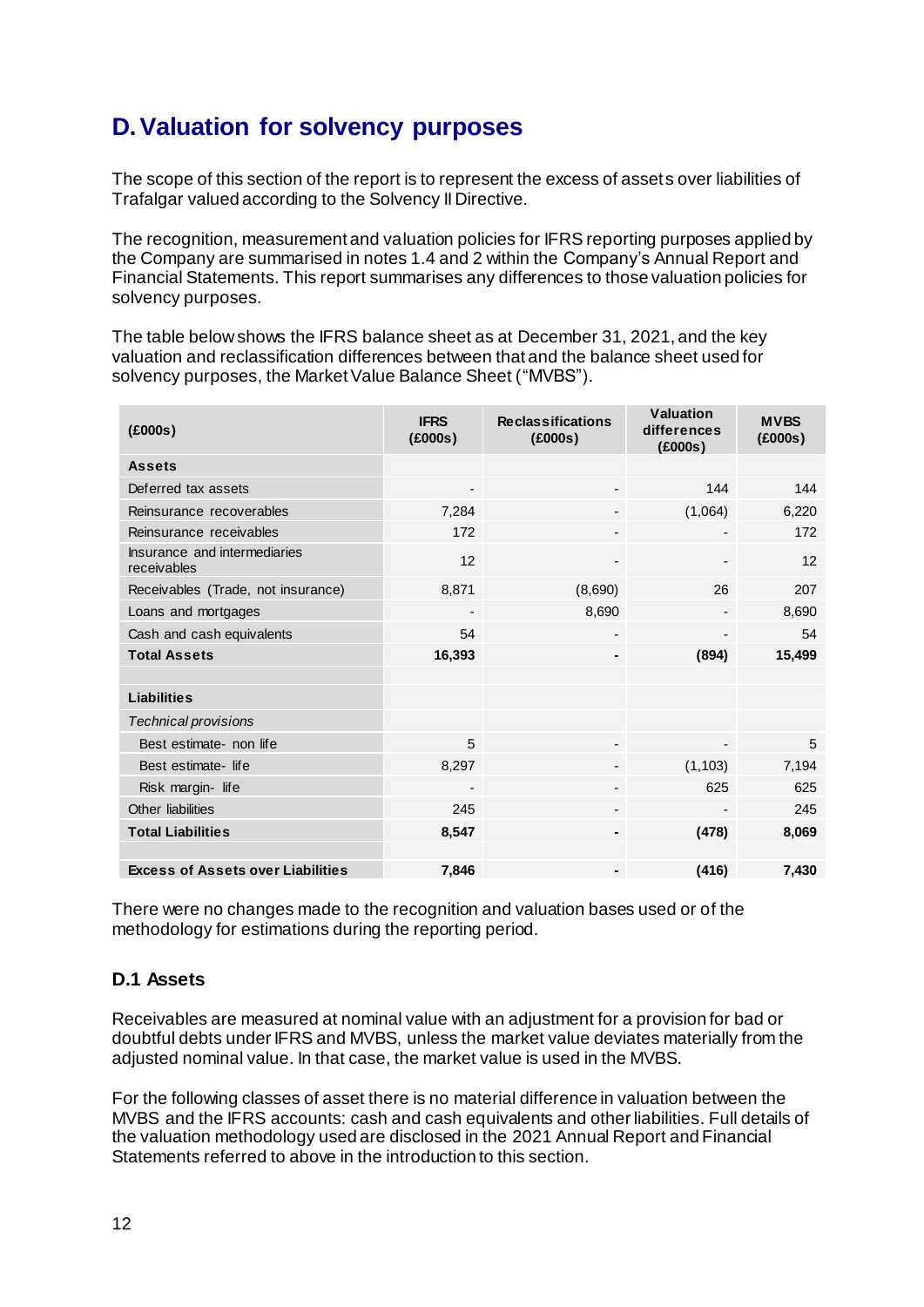# D. Valuation for solvency purposes

The scope of this section of the report is to represent the excess of assets over liabilities of Trafalgar valued according to the Solvency II Directive.

The recognition, measurement and valuation policies for IFRS reporting purposes applied by the Company are summarised in notes 1.4 and 2 within the Company's Annual Report and Financial Statements. This report summarises any differences to those valuation policies for solvency purposes.

The table below shows the IFRS balance sheet as at December 31, 2021, and the key valuation and reclassification differences between that and the balance sheet used for solvency purposes, the Market Value Balance Sheet ("MVBS").

| (£000s) | IFRS (£000s) | Reclassifications (£000s) | Valuation differences (£000s) | MVBS (£000s) |
|---|---|---|---|---|
| **Assets** | | | | |
| Deferred tax assets | - | - | 144 | 144 |
| Reinsurance recoverables | 7,284 | - | (1,064) | 6,220 |
| Reinsurance receivables | 172 | - | - | 172 |
| Insurance and intermediaries receivables | 12 | - | - | 12 |
| Receivables (Trade, not insurance) | 8,871 | (8,690) | 26 | 207 |
| Loans and mortgages | - | 8,690 | - | 8,690 |
| Cash and cash equivalents | 54 | - | - | 54 |
| **Total Assets** | **16,393** | **-** | **(894)** | **15,499** |
| | | | | |
| **Liabilities** | | | | |
| *Technical provisions* | | | | |
| Best estimate- non life | 5 | - | - | 5 |
| Best estimate- life | 8,297 | - | (1,103) | 7,194 |
| Risk margin- life | - | - | 625 | 625 |
| Other liabilities | 245 | - | - | 245 |
| **Total Liabilities** | **8,547** | **-** | **(478)** | **8,069** |
| | | | | |
| **Excess of Assets over Liabilities** | **7,846** | **-** | **(416)** | **7,430** |

There were no changes made to the recognition and valuation bases used or of the methodology for estimations during the reporting period.

## D.1 Assets

Receivables are measured at nominal value with an adjustment for a provision for bad or doubtful debts under IFRS and MVBS, unless the market value deviates materially from the adjusted nominal value. In that case, the market value is used in the MVBS.

For the following classes of asset there is no material difference in valuation between the MVBS and the IFRS accounts: cash and cash equivalents and other liabilities. Full details of the valuation methodology used are disclosed in the 2021 Annual Report and Financial Statements referred to above in the introduction to this section.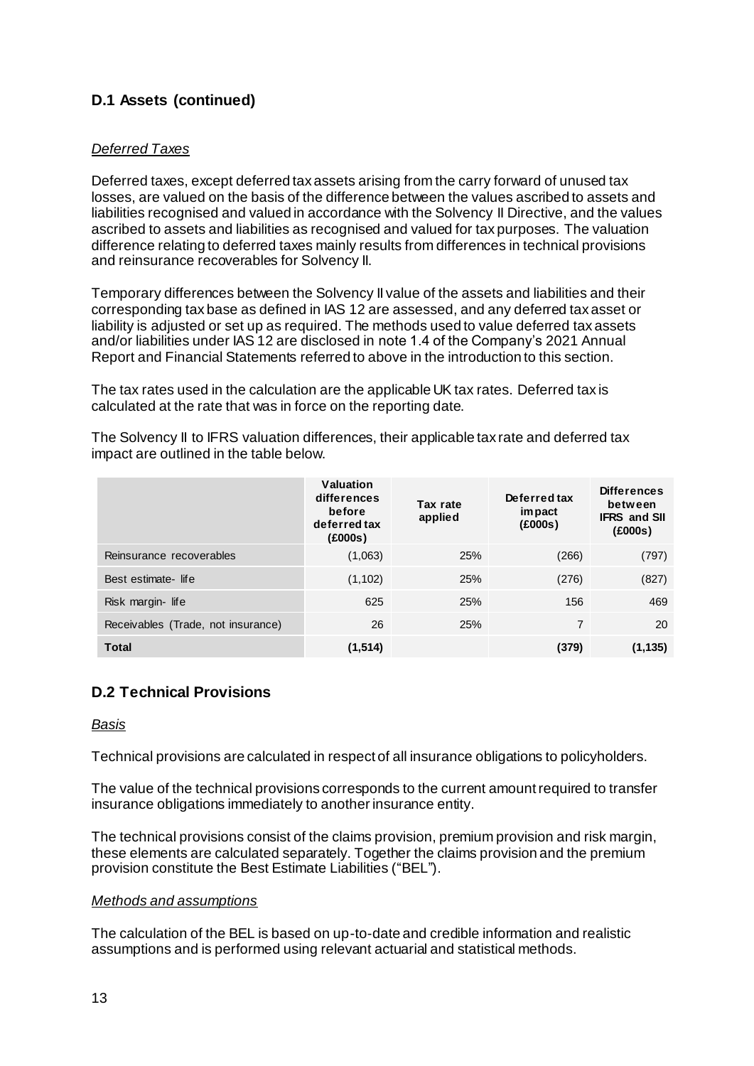## D.1 Assets (continued)

*Deferred Taxes*

Deferred taxes, except deferred tax assets arising from the carry forward of unused tax losses, are valued on the basis of the difference between the values ascribed to assets and liabilities recognised and valued in accordance with the Solvency II Directive, and the values ascribed to assets and liabilities as recognised and valued for tax purposes. The valuation difference relating to deferred taxes mainly results from differences in technical provisions and reinsurance recoverables for Solvency II.

Temporary differences between the Solvency II value of the assets and liabilities and their corresponding tax base as defined in IAS 12 are assessed, and any deferred tax asset or liability is adjusted or set up as required. The methods used to value deferred tax assets and/or liabilities under IAS 12 are disclosed in note 1.4 of the Company's 2021 Annual Report and Financial Statements referred to above in the introduction to this section.

The tax rates used in the calculation are the applicable UK tax rates. Deferred tax is calculated at the rate that was in force on the reporting date.

The Solvency II to IFRS valuation differences, their applicable tax rate and deferred tax impact are outlined in the table below.

| | Valuation differences before deferred tax (£000s) | Tax rate applied | Deferred tax impact (£000s) | Differences between IFRS and SII (£000s) |
|---|---|---|---|---|
| Reinsurance recoverables | (1,063) | 25% | (266) | (797) |
| Best estimate- life | (1,102) | 25% | (276) | (827) |
| Risk margin- life | 625 | 25% | 156 | 469 |
| Receivables (Trade, not insurance) | 26 | 25% | 7 | 20 |
| **Total** | **(1,514)** | | **(379)** | **(1,135)** |

## D.2 Technical Provisions

*Basis*

Technical provisions are calculated in respect of all insurance obligations to policyholders.

The value of the technical provisions corresponds to the current amount required to transfer insurance obligations immediately to another insurance entity.

The technical provisions consist of the claims provision, premium provision and risk margin, these elements are calculated separately. Together the claims provision and the premium provision constitute the Best Estimate Liabilities ("BEL").

*Methods and assumptions*

The calculation of the BEL is based on up-to-date and credible information and realistic assumptions and is performed using relevant actuarial and statistical methods.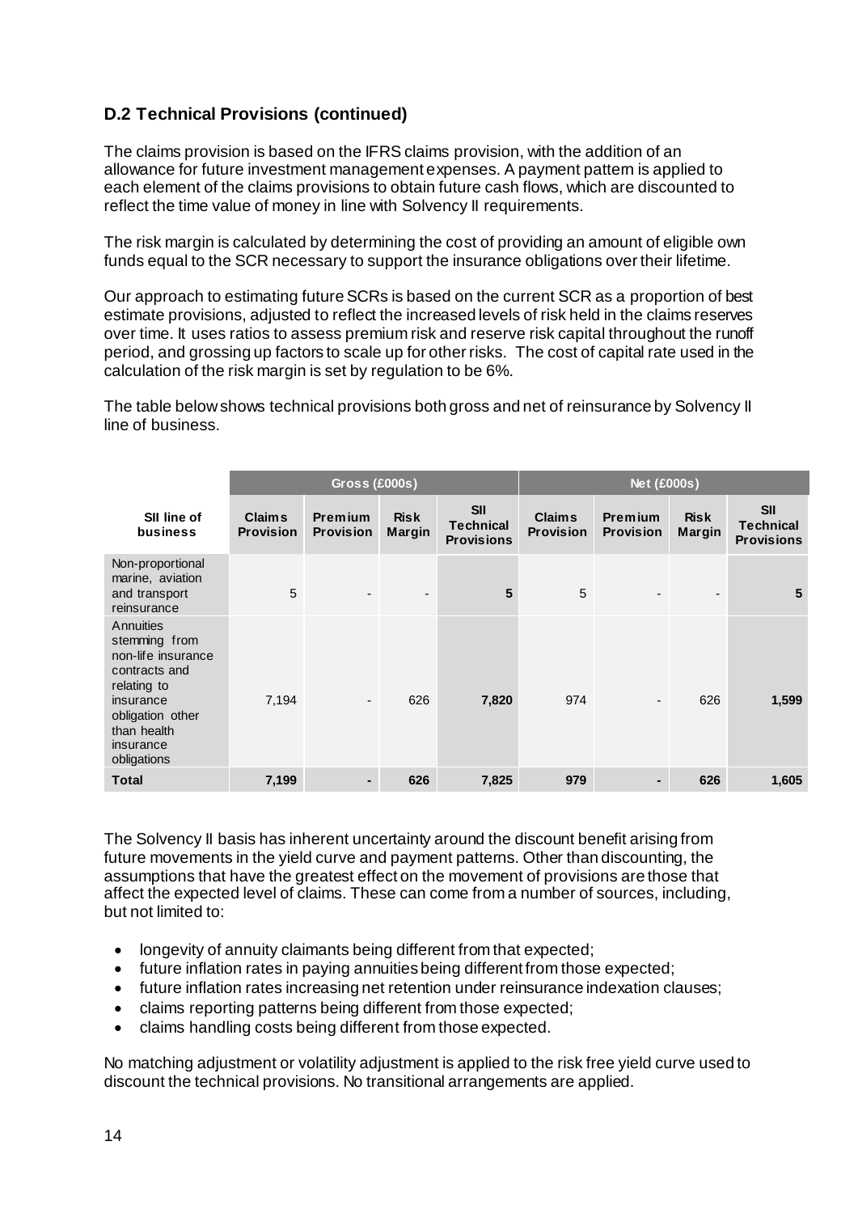## D.2 Technical Provisions (continued)

The claims provision is based on the IFRS claims provision, with the addition of an allowance for future investment management expenses. A payment pattern is applied to each element of the claims provisions to obtain future cash flows, which are discounted to reflect the time value of money in line with Solvency II requirements.

The risk margin is calculated by determining the cost of providing an amount of eligible own funds equal to the SCR necessary to support the insurance obligations over their lifetime.

Our approach to estimating future SCRs is based on the current SCR as a proportion of best estimate provisions, adjusted to reflect the increased levels of risk held in the claims reserves over time. It uses ratios to assess premium risk and reserve risk capital throughout the runoff period, and grossing up factors to scale up for other risks. The cost of capital rate used in the calculation of the risk margin is set by regulation to be 6%.

The table below shows technical provisions both gross and net of reinsurance by Solvency II line of business.

| | Gross (£000s) | | | | Net (£000s) | | | |
|---|---|---|---|---|---|---|---|---|
| **SII line of business** | **Claims Provision** | **Premium Provision** | **Risk Margin** | **SII Technical Provisions** | **Claims Provision** | **Premium Provision** | **Risk Margin** | **SII Technical Provisions** |
| Non-proportional marine, aviation and transport reinsurance | 5 | - | - | **5** | 5 | - | - | **5** |
| Annuities stemming from non-life insurance contracts and relating to insurance obligation other than health insurance obligations | 7,194 | - | 626 | **7,820** | 974 | - | 626 | **1,599** |
| **Total** | **7,199** | **-** | **626** | **7,825** | **979** | **-** | **626** | **1,605** |

The Solvency II basis has inherent uncertainty around the discount benefit arising from future movements in the yield curve and payment patterns. Other than discounting, the assumptions that have the greatest effect on the movement of provisions are those that affect the expected level of claims. These can come from a number of sources, including, but not limited to:

- longevity of annuity claimants being different from that expected;
- future inflation rates in paying annuities being different from those expected;
- future inflation rates increasing net retention under reinsurance indexation clauses;
- claims reporting patterns being different from those expected;
- claims handling costs being different from those expected.

No matching adjustment or volatility adjustment is applied to the risk free yield curve used to discount the technical provisions. No transitional arrangements are applied.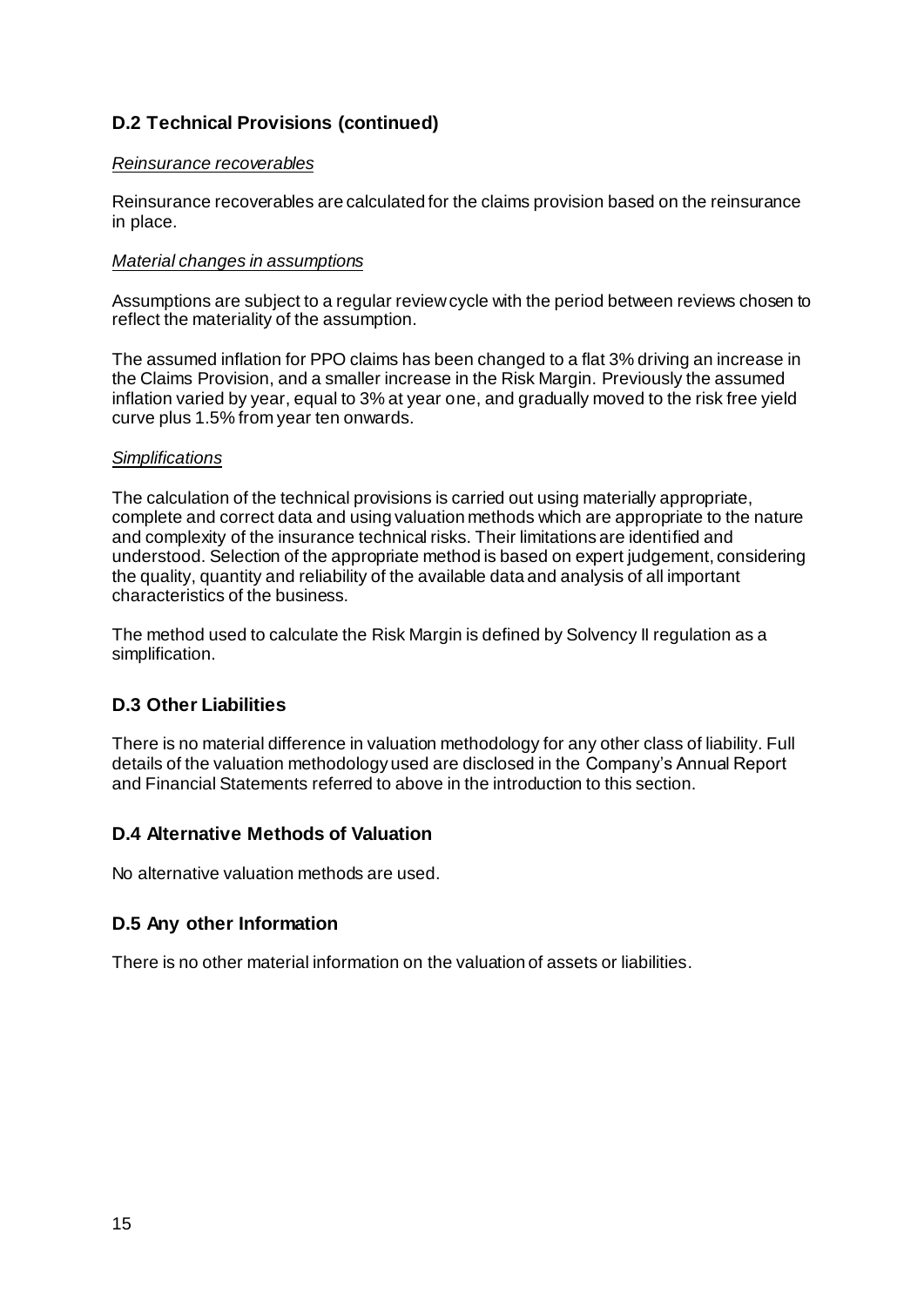## D.2 Technical Provisions (continued)

*Reinsurance recoverables*

Reinsurance recoverables are calculated for the claims provision based on the reinsurance in place.

*Material changes in assumptions*

Assumptions are subject to a regular review cycle with the period between reviews chosen to reflect the materiality of the assumption.

The assumed inflation for PPO claims has been changed to a flat 3% driving an increase in the Claims Provision, and a smaller increase in the Risk Margin. Previously the assumed inflation varied by year, equal to 3% at year one, and gradually moved to the risk free yield curve plus 1.5% from year ten onwards.

*Simplifications*

The calculation of the technical provisions is carried out using materially appropriate, complete and correct data and using valuation methods which are appropriate to the nature and complexity of the insurance technical risks. Their limitations are identified and understood. Selection of the appropriate method is based on expert judgement, considering the quality, quantity and reliability of the available data and analysis of all important characteristics of the business.

The method used to calculate the Risk Margin is defined by Solvency II regulation as a simplification.

## D.3 Other Liabilities

There is no material difference in valuation methodology for any other class of liability. Full details of the valuation methodology used are disclosed in the Company's Annual Report and Financial Statements referred to above in the introduction to this section.

## D.4 Alternative Methods of Valuation

No alternative valuation methods are used.

## D.5 Any other Information

There is no other material information on the valuation of assets or liabilities.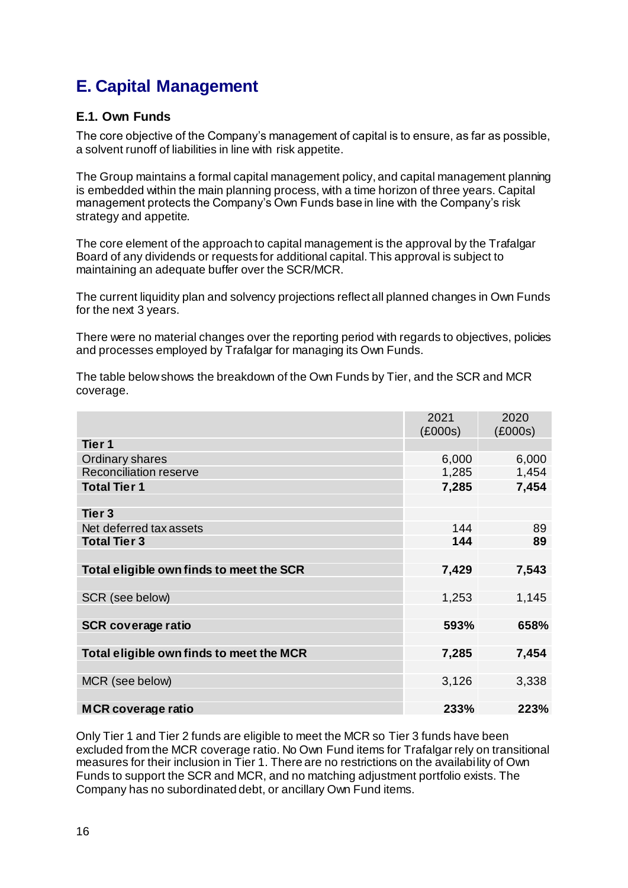# E. Capital Management

## E.1. Own Funds

The core objective of the Company's management of capital is to ensure, as far as possible, a solvent runoff of liabilities in line with risk appetite.

The Group maintains a formal capital management policy, and capital management planning is embedded within the main planning process, with a time horizon of three years. Capital management protects the Company's Own Funds base in line with the Company's risk strategy and appetite.

The core element of the approach to capital management is the approval by the Trafalgar Board of any dividends or requests for additional capital. This approval is subject to maintaining an adequate buffer over the SCR/MCR.

The current liquidity plan and solvency projections reflect all planned changes in Own Funds for the next 3 years.

There were no material changes over the reporting period with regards to objectives, policies and processes employed by Trafalgar for managing its Own Funds.

The table below shows the breakdown of the Own Funds by Tier, and the SCR and MCR coverage.

| | 2021 (£000s) | 2020 (£000s) |
|---|---|---|
| **Tier 1** | | |
| Ordinary shares | 6,000 | 6,000 |
| Reconciliation reserve | 1,285 | 1,454 |
| **Total Tier 1** | **7,285** | **7,454** |
| | | |
| **Tier 3** | | |
| Net deferred tax assets | 144 | 89 |
| **Total Tier 3** | **144** | **89** |
| | | |
| **Total eligible own finds to meet the SCR** | **7,429** | **7,543** |
| | | |
| SCR (see below) | 1,253 | 1,145 |
| | | |
| **SCR coverage ratio** | **593%** | **658%** |
| | | |
| **Total eligible own finds to meet the MCR** | **7,285** | **7,454** |
| | | |
| MCR (see below) | 3,126 | 3,338 |
| | | |
| **MCR coverage ratio** | **233%** | **223%** |

Only Tier 1 and Tier 2 funds are eligible to meet the MCR so Tier 3 funds have been excluded from the MCR coverage ratio. No Own Fund items for Trafalgar rely on transitional measures for their inclusion in Tier 1. There are no restrictions on the availability of Own Funds to support the SCR and MCR, and no matching adjustment portfolio exists. The Company has no subordinated debt, or ancillary Own Fund items.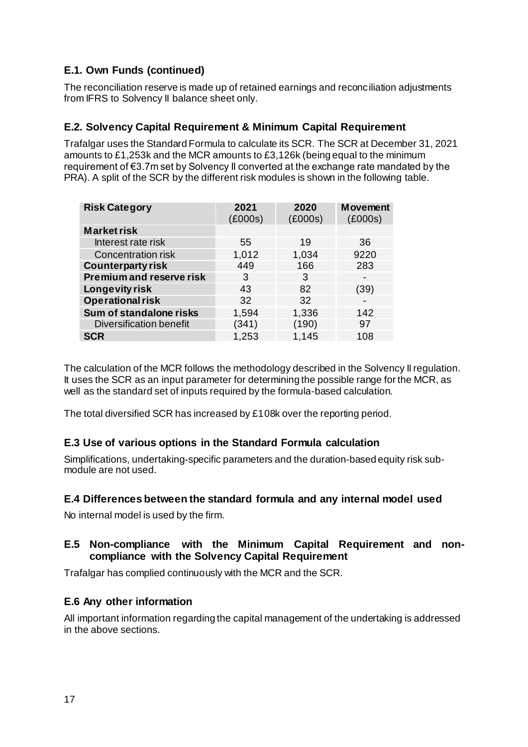## E.1. Own Funds (continued)

The reconciliation reserve is made up of retained earnings and reconciliation adjustments from IFRS to Solvency II balance sheet only.

## E.2. Solvency Capital Requirement & Minimum Capital Requirement

Trafalgar uses the Standard Formula to calculate its SCR. The SCR at December 31, 2021 amounts to £1,253k and the MCR amounts to £3,126k (being equal to the minimum requirement of €3.7m set by Solvency II converted at the exchange rate mandated by the PRA). A split of the SCR by the different risk modules is shown in the following table.

| Risk Category | 2021 (£000s) | 2020 (£000s) | Movement (£000s) |
|---|---|---|---|
| **Market risk** | | | |
| Interest rate risk | 55 | 19 | 36 |
| Concentration risk | 1,012 | 1,034 | 9220 |
| **Counterparty risk** | 449 | 166 | 283 |
| **Premium and reserve risk** | 3 | 3 | - |
| **Longevity risk** | 43 | 82 | (39) |
| **Operational risk** | 32 | 32 | - |
| **Sum of standalone risks** | 1,594 | 1,336 | 142 |
| Diversification benefit | (341) | (190) | 97 |
| **SCR** | 1,253 | 1,145 | 108 |

The calculation of the MCR follows the methodology described in the Solvency II regulation. It uses the SCR as an input parameter for determining the possible range for the MCR, as well as the standard set of inputs required by the formula-based calculation.

The total diversified SCR has increased by £108k over the reporting period.

## E.3 Use of various options in the Standard Formula calculation

Simplifications, undertaking-specific parameters and the duration-based equity risk sub-module are not used.

## E.4 Differences between the standard formula and any internal model used

No internal model is used by the firm.

## E.5 Non-compliance with the Minimum Capital Requirement and non-compliance with the Solvency Capital Requirement

Trafalgar has complied continuously with the MCR and the SCR.

## E.6 Any other information

All important information regarding the capital management of the undertaking is addressed in the above sections.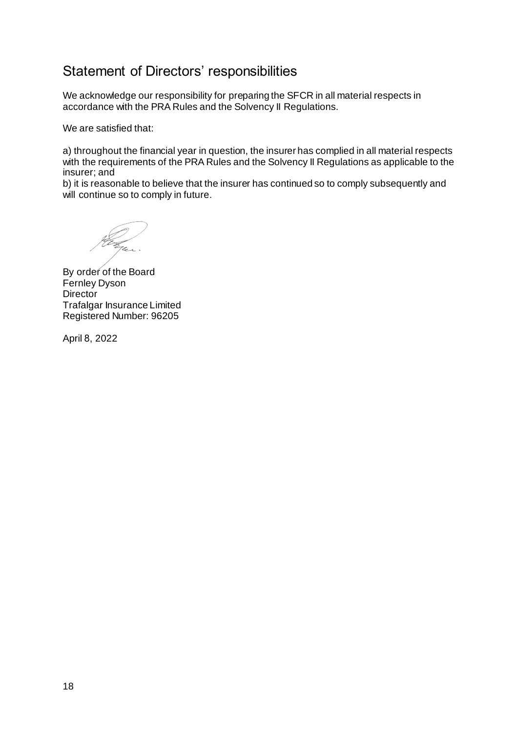## Statement of Directors' responsibilities

We acknowledge our responsibility for preparing the SFCR in all material respects in accordance with the PRA Rules and the Solvency II Regulations.

We are satisfied that:

a) throughout the financial year in question, the insurer has complied in all material respects with the requirements of the PRA Rules and the Solvency II Regulations as applicable to the insurer; and

b) it is reasonable to believe that the insurer has continued so to comply subsequently and will continue so to comply in future.

By order of the Board
Fernley Dyson
Director
Trafalgar Insurance Limited
Registered Number: 96205

April 8, 2022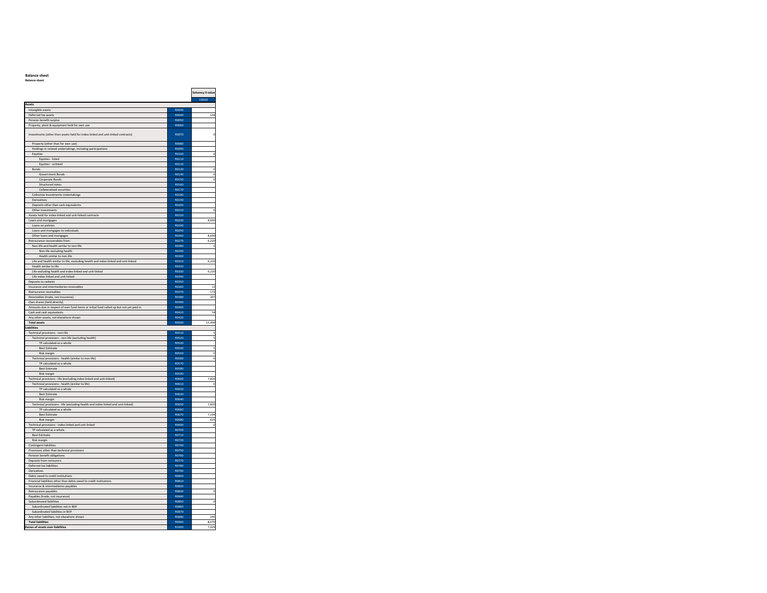**Balance sheet**

**Balance sheet**

| | | Solvency II value |
|---|---|---|
| | | C0010 |
| **Assets** | | |
| Intangible assets | R0030 | |
| Deferred tax assets | R0040 | 144 |
| Pension benefit surplus | R0050 | |
| Property, plant & equipment held for own use | R0060 | |
| Investments (other than assets held for index-linked and unit-linked contracts) | R0070 | 0 |
| Property (other than for own use) | R0080 | |
| Holdings in related undertakings, including participations | R0090 | |
| Equities | R0100 | 0 |
| Equities - listed | R0110 | |
| Equities - unlisted | R0120 | |
| Bonds | R0130 | 0 |
| Government Bonds | R0140 | 0 |
| Corporate Bonds | R0150 | 0 |
| Structured notes | R0160 | |
| Collateralised securities | R0170 | |
| Collective Investments Undertakings | R0180 | |
| Derivatives | R0190 | |
| Deposits other than cash equivalents | R0200 | |
| Other investments | R0210 | 0 |
| Assets held for index-linked and unit-linked contracts | R0220 | |
| Loans and mortgages | R0230 | 8,690 |
| Loans on policies | R0240 | |
| Loans and mortgages to individuals | R0250 | |
| Other loans and mortgages | R0260 | 8,690 |
| Reinsurance recoverables from: | R0270 | 6,220 |
| Non-life and health similar to non-life | R0280 | 0 |
| Non-life excluding health | R0290 | |
| Health similar to non-life | R0300 | |
| Life and health similar to life, excluding health and index-linked and unit-linked | R0310 | 6,220 |
| Health similar to life | R0320 | |
| Life excluding health and index-linked and unit-linked | R0330 | 6,220 |
| Life index-linked and unit-linked | R0340 | |
| Deposits to cedants | R0350 | |
| Insurance and intermediaries receivables | R0360 | 12 |
| Reinsurance receivables | R0370 | 172 |
| Receivables (trade, not insurance) | R0380 | 207 |
| Own shares (held directly) | R0390 | |
| Amounts due in respect of own fund items or initial fund called up but not yet paid in | R0400 | |
| Cash and cash equivalents | R0410 | 54 |
| Any other assets, not elsewhere shown | R0420 | |
| **Total assets** | R0500 | 15,499 |
| **Liabilities** | | |
| Technical provisions - non-life | R0510 | 5 |
| Technical provisions - non-life (excluding health) | R0520 | 5 |
| TP calculated as a whole | R0530 | |
| Best Estimate | R0540 | 5 |
| Risk margin | R0550 | 0 |
| Technical provisions - health (similar to non-life) | R0560 | 0 |
| TP calculated as a whole | R0570 | |
| Best Estimate | R0580 | |
| Risk margin | R0590 | |
| Technical provisions - life (excluding index-linked and unit-linked) | R0600 | 7,820 |
| Technical provisions - health (similar to life) | R0610 | 0 |
| TP calculated as a whole | R0620 | |
| Best Estimate | R0630 | |
| Risk margin | R0640 | |
| Technical provisions - life (excluding health and index-linked and unit-linked) | R0650 | 7,820 |
| TP calculated as a whole | R0660 | |
| Best Estimate | R0670 | 7,194 |
| Risk margin | R0680 | 625 |
| Technical provisions - index-linked and unit-linked | R0690 | 0 |
| TP calculated as a whole | R0700 | |
| Best Estimate | R0710 | |
| Risk margin | R0720 | |
| Contingent liabilities | R0740 | |
| Provisions other than technical provisions | R0750 | |
| Pension benefit obligations | R0760 | |
| Deposits from reinsurers | R0770 | |
| Deferred tax liabilities | R0780 | |
| Derivatives | R0790 | |
| Debts owed to credit institutions | R0800 | |
| Financial liabilities other than debts owed to credit institutions | R0810 | |
| Insurance & intermediaries payables | R0820 | |
| Reinsurance payables | R0830 | 0 |
| Payables (trade, not insurance) | R0840 | |
| Subordinated liabilities | R0850 | 0 |
| Subordinated liabilities not in BOF | R0860 | |
| Subordinated liabilities in BOF | R0870 | |
| Any other liabilities, not elsewhere shown | R0880 | 245 |
| **Total liabilities** | R0900 | 8,070 |
| **Excess of assets over liabilities** | R1000 | 7,429 |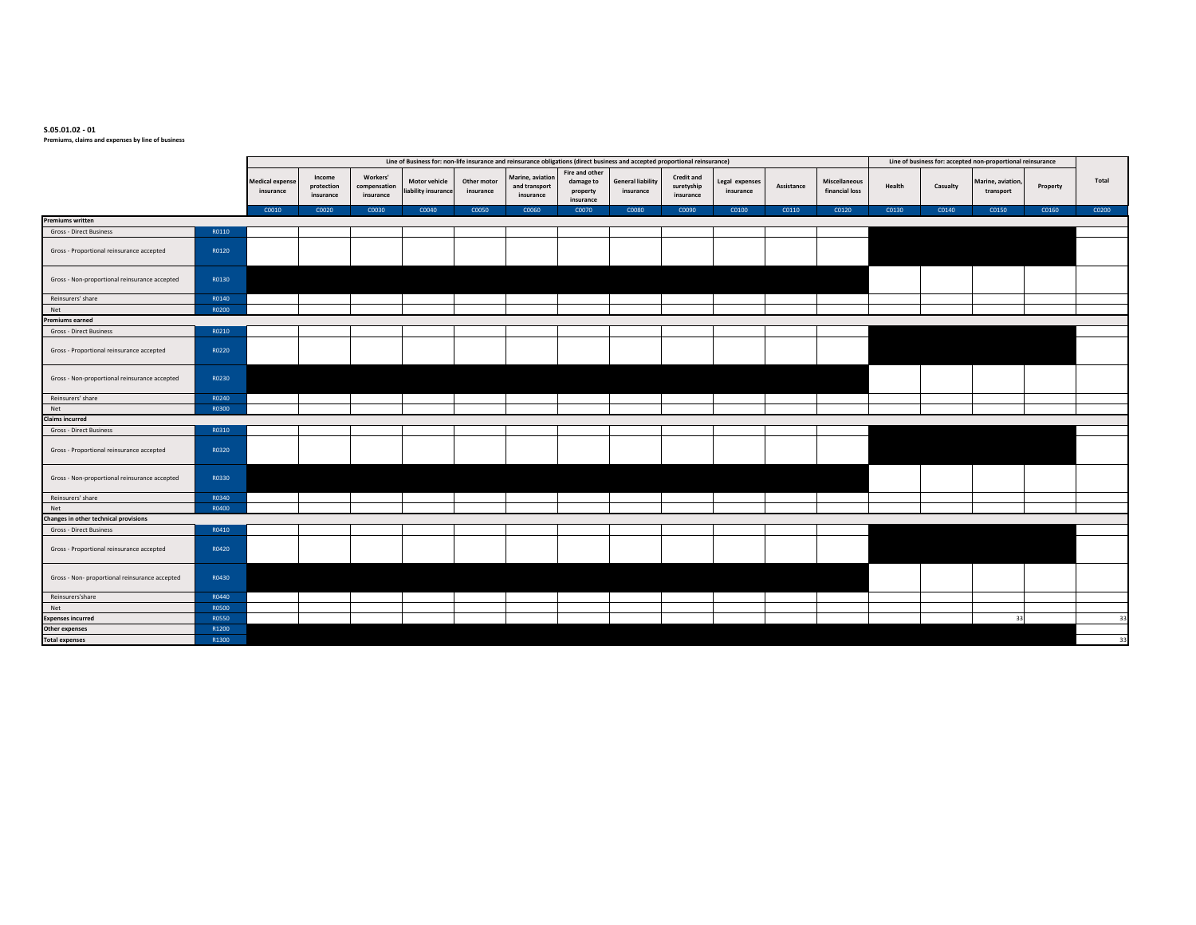**S.05.01.02 - 01**

**Premiums, claims and expenses by line of business**

| | | Line of Business for: non-life insurance and reinsurance obligations (direct business and accepted proportional reinsurance) | | | | | | | | | | | | Line of business for: accepted non-proportional reinsurance | | | | |
|---|---|---|---|---|---|---|---|---|---|---|---|---|---|---|---|---|---|---|
| | | Medical expense insurance | Income protection insurance | Workers' compensation insurance | Motor vehicle liability insurance | Other motor insurance | Marine, aviation and transport insurance | Fire and other damage to property insurance | General liability insurance | Credit and suretyship insurance | Legal expenses insurance | Assistance | Miscellaneous financial loss | Health | Casualty | Marine, aviation, transport | Property | Total |
| | | C0010 | C0020 | C0030 | C0040 | C0050 | C0060 | C0070 | C0080 | C0090 | C0100 | C0110 | C0120 | C0130 | C0140 | C0150 | C0160 | C0200 |
| **Premiums written** | | | | | | | | | | | | | | | | | | |
| Gross - Direct Business | R0110 | | | | | | | | | | | | | | | | | |
| Gross - Proportional reinsurance accepted | R0120 | | | | | | | | | | | | | | | | | |
| Gross - Non-proportional reinsurance accepted | R0130 | | | | | | | | | | | | | | | | | |
| Reinsurers' share | R0140 | | | | | | | | | | | | | | | | | |
| Net | R0200 | | | | | | | | | | | | | | | | | |
| **Premiums earned** | | | | | | | | | | | | | | | | | | |
| Gross - Direct Business | R0210 | | | | | | | | | | | | | | | | | |
| Gross - Proportional reinsurance accepted | R0220 | | | | | | | | | | | | | | | | | |
| Gross - Non-proportional reinsurance accepted | R0230 | | | | | | | | | | | | | | | | | |
| Reinsurers' share | R0240 | | | | | | | | | | | | | | | | | |
| Net | R0300 | | | | | | | | | | | | | | | | | |
| **Claims incurred** | | | | | | | | | | | | | | | | | | |
| Gross - Direct Business | R0310 | | | | | | | | | | | | | | | | | |
| Gross - Proportional reinsurance accepted | R0320 | | | | | | | | | | | | | | | | | |
| Gross - Non-proportional reinsurance accepted | R0330 | | | | | | | | | | | | | | | | | |
| Reinsurers' share | R0340 | | | | | | | | | | | | | | | | | |
| Net | R0400 | | | | | | | | | | | | | | | | | |
| **Changes in other technical provisions** | | | | | | | | | | | | | | | | | | |
| Gross - Direct Business | R0410 | | | | | | | | | | | | | | | | | |
| Gross - Proportional reinsurance accepted | R0420 | | | | | | | | | | | | | | | | | |
| Gross - Non- proportional reinsurance accepted | R0430 | | | | | | | | | | | | | | | | | |
| Reinsurers'share | R0440 | | | | | | | | | | | | | | | | | |
| Net | R0500 | | | | | | | | | | | | | | | | | |
| **Expenses incurred** | R0550 | | | | | | | | | | | | | | | 33 | | 33 |
| **Other expenses** | R1200 | | | | | | | | | | | | | | | | | |
| **Total expenses** | R1300 | | | | | | | | | | | | | | | | | 33 |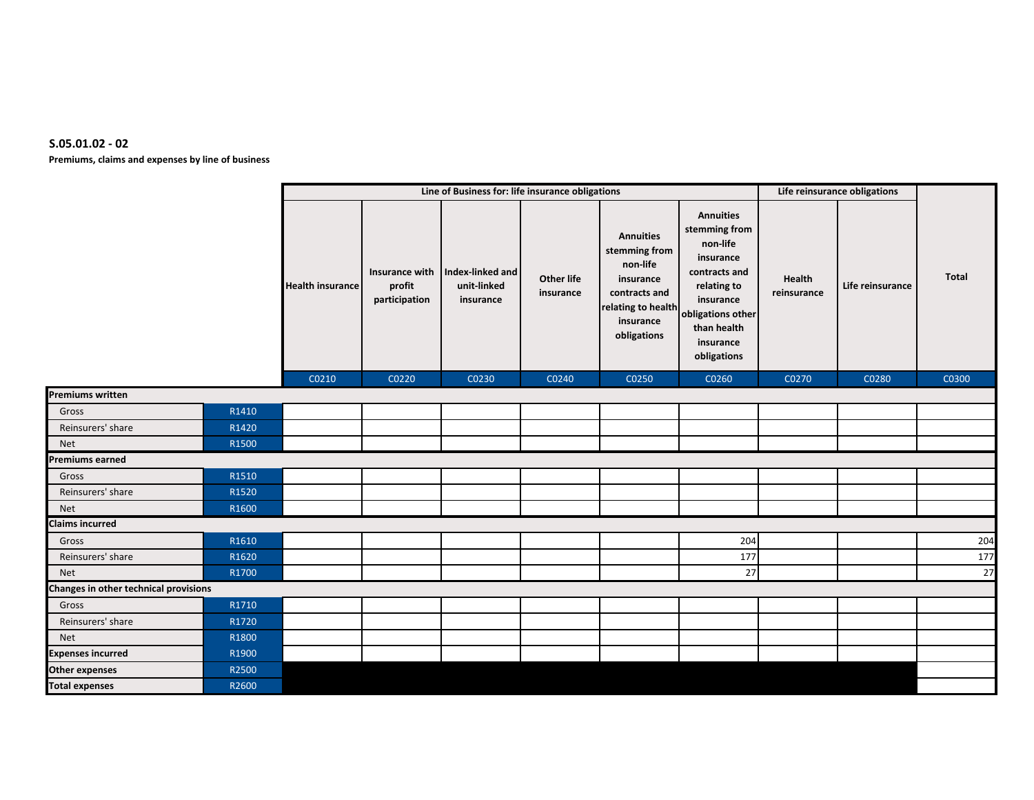**S.05.01.02 - 02**

**Premiums, claims and expenses by line of business**

| | | Line of Business for: life insurance obligations | | | | | | Life reinsurance obligations | | Total |
|---|---|---|---|---|---|---|---|---|---|---|
| | | Health insurance | Insurance with profit participation | Index-linked and unit-linked insurance | Other life insurance | Annuities stemming from non-life insurance contracts and relating to health insurance obligations | Annuities stemming from non-life insurance contracts and relating to insurance obligations other than health insurance obligations | Health reinsurance | Life reinsurance | |
| | | C0210 | C0220 | C0230 | C0240 | C0250 | C0260 | C0270 | C0280 | C0300 |
| **Premiums written** | | | | | | | | | | |
| Gross | R1410 | | | | | | | | | |
| Reinsurers' share | R1420 | | | | | | | | | |
| Net | R1500 | | | | | | | | | |
| **Premiums earned** | | | | | | | | | | |
| Gross | R1510 | | | | | | | | | |
| Reinsurers' share | R1520 | | | | | | | | | |
| Net | R1600 | | | | | | | | | |
| **Claims incurred** | | | | | | | | | | |
| Gross | R1610 | | | | | | 204 | | | 204 |
| Reinsurers' share | R1620 | | | | | | 177 | | | 177 |
| Net | R1700 | | | | | | 27 | | | 27 |
| **Changes in other technical provisions** | | | | | | | | | | |
| Gross | R1710 | | | | | | | | | |
| Reinsurers' share | R1720 | | | | | | | | | |
| Net | R1800 | | | | | | | | | |
| **Expenses incurred** | R1900 | | | | | | | | | |
| **Other expenses** | R2500 | | | | | | | | | |
| **Total expenses** | R2600 | | | | | | | | | |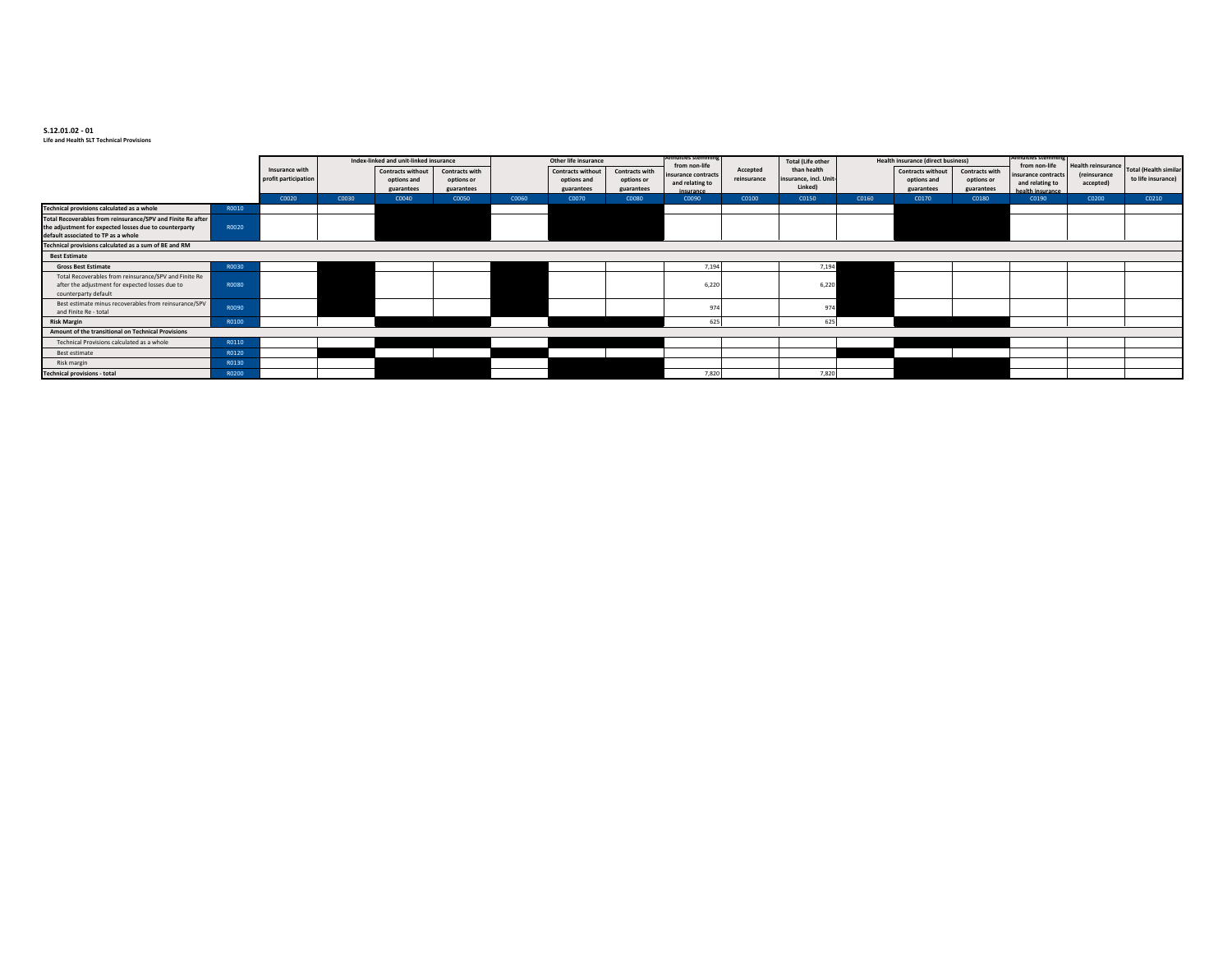**S.12.01.02 - 01**
**Life and Health SLT Technical Provisions**

| | | Insurance with profit participation | Index-linked and unit-linked insurance | Contracts without options and guarantees | Contracts with options or guarantees | Other life insurance | Contracts without options and guarantees | Contracts with options or guarantees | Annuities stemming from non-life insurance contracts and relating to insurance | Accepted reinsurance | Total (Life other than health insurance, incl. Unit-Linked) | Health insurance (direct business) | Contracts without options and guarantees | Contracts with options or guarantees | Annuities stemming from non-life insurance contracts and relating to health insurance | Health reinsurance (reinsurance accepted) | Total (Health similar to life insurance) |
|---|---|---|---|---|---|---|---|---|---|---|---|---|---|---|---|---|---|
| | | C0020 | C0030 | C0040 | C0050 | C0060 | C0070 | C0080 | C0090 | C0100 | C0150 | C0160 | C0170 | C0180 | C0190 | C0200 | C0210 |
| **Technical provisions calculated as a whole** | R0010 | | | | | | | | | | | | | | | | |
| **Total Recoverables from reinsurance/SPV and Finite Re after the adjustment for expected losses due to counterparty default associated to TP as a whole** | R0020 | | | | | | | | | | | | | | | | |
| **Technical provisions calculated as a sum of BE and RM** | | | | | | | | | | | | | | | | | |
| **Best Estimate** | | | | | | | | | | | | | | | | | |
| **Gross Best Estimate** | R0030 | | | | | | | | 7,194 | | 7,194 | | | | | | |
| Total Recoverables from reinsurance/SPV and Finite Re after the adjustment for expected losses due to counterparty default | R0080 | | | | | | | | 6,220 | | 6,220 | | | | | | |
| Best estimate minus recoverables from reinsurance/SPV and Finite Re - total | R0090 | | | | | | | | 974 | | 974 | | | | | | |
| **Risk Margin** | R0100 | | | | | | | | 625 | | 625 | | | | | | |
| **Amount of the transitional on Technical Provisions** | | | | | | | | | | | | | | | | | |
| Technical Provisions calculated as a whole | R0110 | | | | | | | | | | | | | | | | |
| Best estimate | R0120 | | | | | | | | | | | | | | | | |
| Risk margin | R0130 | | | | | | | | | | | | | | | | |
| **Technical provisions - total** | R0200 | | | | | | | | 7,820 | | 7,820 | | | | | | |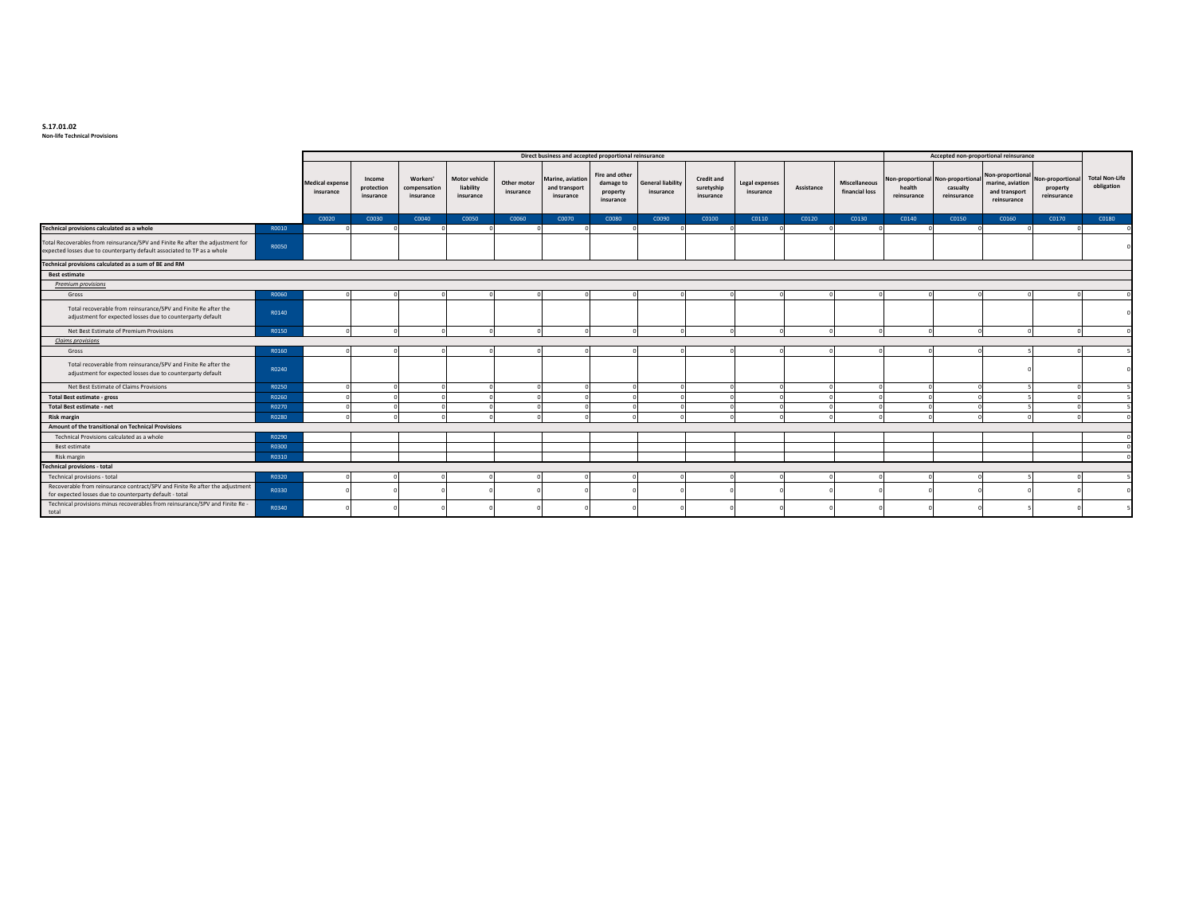**S.17.01.02**
**Non-life Technical Provisions**

| | | Direct business and accepted proportional reinsurance | | | | | | | | | | | | Accepted non-proportional reinsurance | | | | |
|---|---|---|---|---|---|---|---|---|---|---|---|---|---|---|---|---|---|---|
| | | Medical expense insurance | Income protection insurance | Workers' compensation insurance | Motor vehicle liability insurance | Other motor insurance | Marine, aviation and transport insurance | Fire and other damage to property insurance | General liability insurance | Credit and suretyship insurance | Legal expenses insurance | Assistance | Miscellaneous financial loss | Non-proportional health reinsurance | Non-proportional casualty reinsurance | Non-proportional marine, aviation and transport reinsurance | Non-proportional property reinsurance | Total Non-Life obligation |
| | | C0020 | C0030 | C0040 | C0050 | C0060 | C0070 | C0080 | C0090 | C0100 | C0110 | C0120 | C0130 | C0140 | C0150 | C0160 | C0170 | C0180 |
| **Technical provisions calculated as a whole** | R0010 | 0 | 0 | 0 | 0 | 0 | 0 | 0 | 0 | 0 | 0 | 0 | 0 | 0 | 0 | 0 | 0 | 0 |
| Total Recoverables from reinsurance/SPV and Finite Re after the adjustment for expected losses due to counterparty default associated to TP as a whole | R0050 | | | | | | | | | | | | | | | | | 0 |
| **Technical provisions calculated as a sum of BE and RM** | | | | | | | | | | | | | | | | | | |
| **Best estimate** | | | | | | | | | | | | | | | | | | |
| *Premium provisions* | | | | | | | | | | | | | | | | | | |
| Gross | R0060 | 0 | 0 | 0 | 0 | 0 | 0 | 0 | 0 | 0 | 0 | 0 | 0 | 0 | 0 | 0 | 0 | 0 |
| Total recoverable from reinsurance/SPV and Finite Re after the adjustment for expected losses due to counterparty default | R0140 | | | | | | | | | | | | | | | | | 0 |
| Net Best Estimate of Premium Provisions | R0150 | 0 | 0 | 0 | 0 | 0 | 0 | 0 | 0 | 0 | 0 | 0 | 0 | 0 | 0 | 0 | 0 | 0 |
| *Claims provisions* | | | | | | | | | | | | | | | | | | |
| Gross | R0160 | 0 | 0 | 0 | 0 | 0 | 0 | 0 | 0 | 0 | 0 | 0 | 0 | 0 | 0 | 5 | 0 | 5 |
| Total recoverable from reinsurance/SPV and Finite Re after the adjustment for expected losses due to counterparty default | R0240 | | | | | | | | | | | | | | | 0 | | 0 |
| Net Best Estimate of Claims Provisions | R0250 | 0 | 0 | 0 | 0 | 0 | 0 | 0 | 0 | 0 | 0 | 0 | 0 | 0 | 0 | 5 | 0 | 5 |
| **Total Best estimate - gross** | R0260 | 0 | 0 | 0 | 0 | 0 | 0 | 0 | 0 | 0 | 0 | 0 | 0 | 0 | 0 | 5 | 0 | 5 |
| **Total Best estimate - net** | R0270 | 0 | 0 | 0 | 0 | 0 | 0 | 0 | 0 | 0 | 0 | 0 | 0 | 0 | 0 | 5 | 0 | 5 |
| **Risk margin** | R0280 | 0 | 0 | 0 | 0 | 0 | 0 | 0 | 0 | 0 | 0 | 0 | 0 | 0 | 0 | 0 | 0 | 0 |
| **Amount of the transitional on Technical Provisions** | | | | | | | | | | | | | | | | | | |
| Technical Provisions calculated as a whole | R0290 | | | | | | | | | | | | | | | | | 0 |
| Best estimate | R0300 | | | | | | | | | | | | | | | | | 0 |
| Risk margin | R0310 | | | | | | | | | | | | | | | | | 0 |
| **Technical provisions - total** | | | | | | | | | | | | | | | | | | |
| Technical provisions - total | R0320 | 0 | 0 | 0 | 0 | 0 | 0 | 0 | 0 | 0 | 0 | 0 | 0 | 0 | 0 | 5 | 0 | 5 |
| Recoverable from reinsurance contract/SPV and Finite Re after the adjustment for expected losses due to counterparty default - total | R0330 | 0 | 0 | 0 | 0 | 0 | 0 | 0 | 0 | 0 | 0 | 0 | 0 | 0 | 0 | 0 | 0 | 0 |
| Technical provisions minus recoverables from reinsurance/SPV and Finite Re - total | R0340 | 0 | 0 | 0 | 0 | 0 | 0 | 0 | 0 | 0 | 0 | 0 | 0 | 0 | 0 | 5 | 0 | 5 |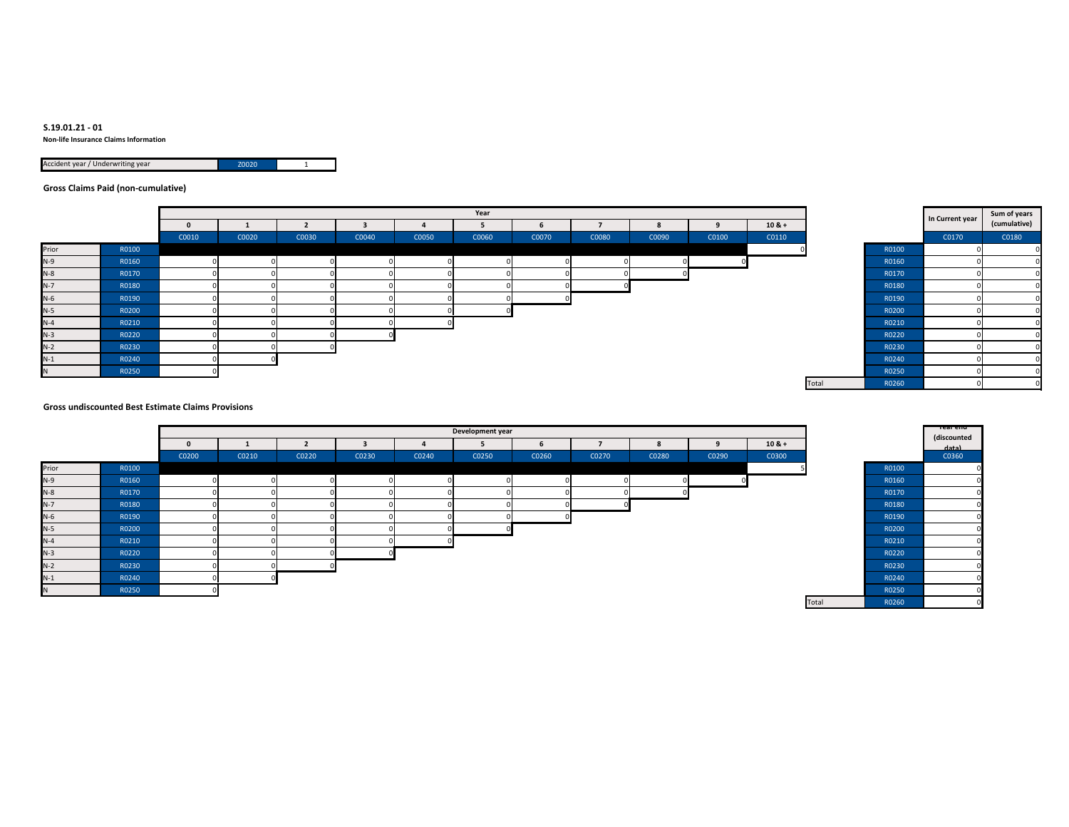**S.19.01.21 - 01**

**Non-life Insurance Claims Information**

| Accident year / Underwriting year | Z0020 | 1 |
|---|---|---|

**Gross Claims Paid (non-cumulative)**

| | | Year | | | | | | | | | | | | | In Current year | Sum of years (cumulative) |
|---|---|---|---|---|---|---|---|---|---|---|---|---|---|---|---|---|
| | | 0 | 1 | 2 | 3 | 4 | 5 | 6 | 7 | 8 | 9 | 10 & + | | | | |
| | | C0010 | C0020 | C0030 | C0040 | C0050 | C0060 | C0070 | C0080 | C0090 | C0100 | C0110 | | | C0170 | C0180 |
| Prior | R0100 | | | | | | | | | | | 0 | | R0100 | 0 | 0 |
| N-9 | R0160 | 0 | 0 | 0 | 0 | 0 | 0 | 0 | 0 | 0 | 0 | | | R0160 | 0 | 0 |
| N-8 | R0170 | 0 | 0 | 0 | 0 | 0 | 0 | 0 | 0 | 0 | | | | R0170 | 0 | 0 |
| N-7 | R0180 | 0 | 0 | 0 | 0 | 0 | 0 | 0 | 0 | | | | | R0180 | 0 | 0 |
| N-6 | R0190 | 0 | 0 | 0 | 0 | 0 | 0 | 0 | | | | | | R0190 | 0 | 0 |
| N-5 | R0200 | 0 | 0 | 0 | 0 | 0 | 0 | | | | | | | R0200 | 0 | 0 |
| N-4 | R0210 | 0 | 0 | 0 | 0 | 0 | | | | | | | | R0210 | 0 | 0 |
| N-3 | R0220 | 0 | 0 | 0 | 0 | | | | | | | | | R0220 | 0 | 0 |
| N-2 | R0230 | 0 | 0 | 0 | | | | | | | | | | R0230 | 0 | 0 |
| N-1 | R0240 | 0 | 0 | | | | | | | | | | | R0240 | 0 | 0 |
| N | R0250 | 0 | | | | | | | | | | | | R0250 | 0 | 0 |
| | | | | | | | | | | | | | Total | R0260 | 0 | 0 |

**Gross undiscounted Best Estimate Claims Provisions**

| | | Development year | | | | | | | | | | | | | Year end (discounted data) |
|---|---|---|---|---|---|---|---|---|---|---|---|---|---|---|---|
| | | 0 | 1 | 2 | 3 | 4 | 5 | 6 | 7 | 8 | 9 | 10 & + | | | |
| | | C0200 | C0210 | C0220 | C0230 | C0240 | C0250 | C0260 | C0270 | C0280 | C0290 | C0300 | | | C0360 |
| Prior | R0100 | | | | | | | | | | | 5 | | R0100 | 0 |
| N-9 | R0160 | 0 | 0 | 0 | 0 | 0 | 0 | 0 | 0 | 0 | 0 | | | R0160 | 0 |
| N-8 | R0170 | 0 | 0 | 0 | 0 | 0 | 0 | 0 | 0 | 0 | | | | R0170 | 0 |
| N-7 | R0180 | 0 | 0 | 0 | 0 | 0 | 0 | 0 | 0 | | | | | R0180 | 0 |
| N-6 | R0190 | 0 | 0 | 0 | 0 | 0 | 0 | 0 | | | | | | R0190 | 0 |
| N-5 | R0200 | 0 | 0 | 0 | 0 | 0 | 0 | | | | | | | R0200 | 0 |
| N-4 | R0210 | 0 | 0 | 0 | 0 | 0 | | | | | | | | R0210 | 0 |
| N-3 | R0220 | 0 | 0 | 0 | 0 | | | | | | | | | R0220 | 0 |
| N-2 | R0230 | 0 | 0 | 0 | | | | | | | | | | R0230 | 0 |
| N-1 | R0240 | 0 | 0 | | | | | | | | | | | R0240 | 0 |
| N | R0250 | 0 | | | | | | | | | | | | R0250 | 0 |
| | | | | | | | | | | | | | Total | R0260 | 0 |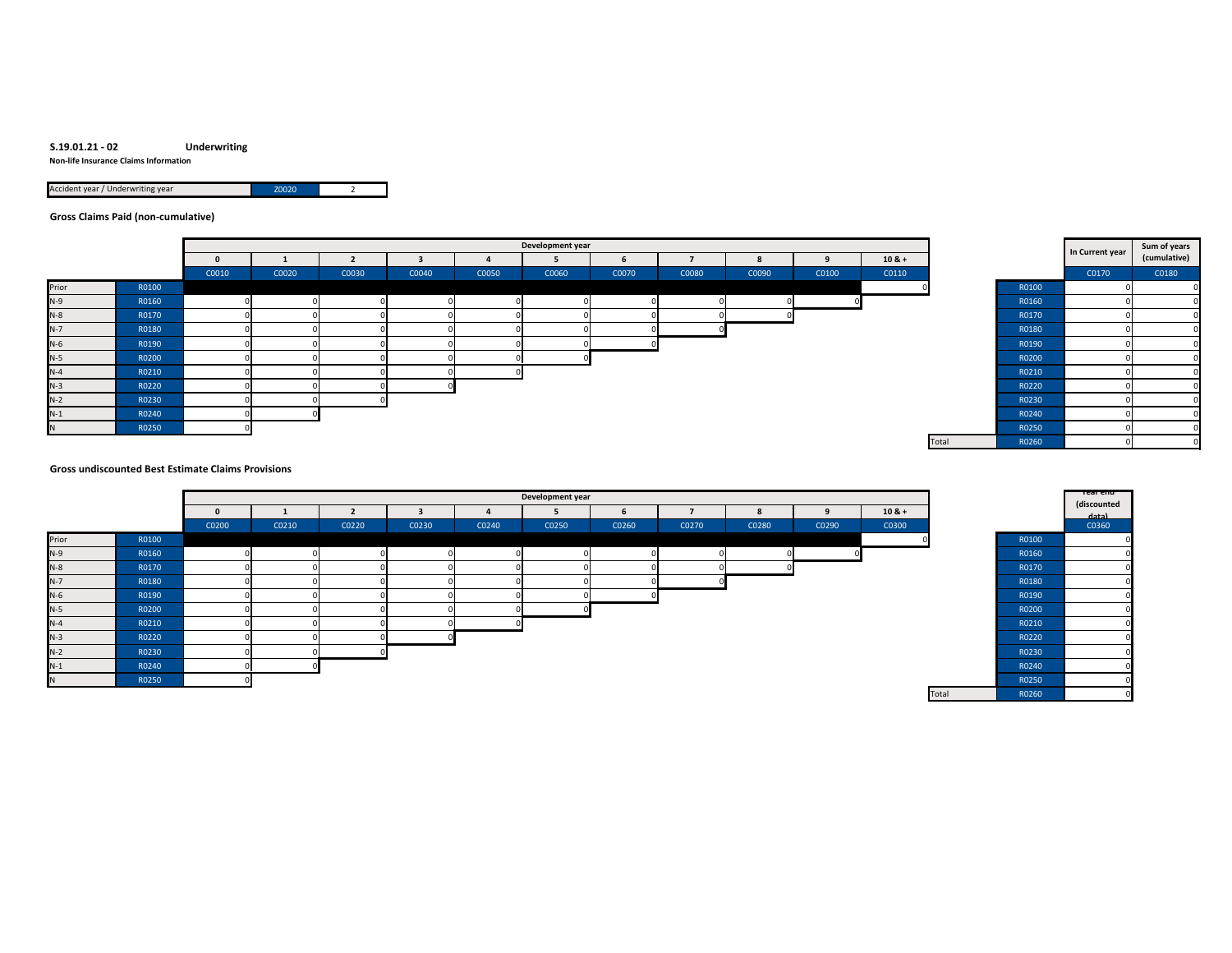**S.19.01.21 - 02** **Underwriting**

**Non-life Insurance Claims Information**

| Accident year / Underwriting year | Z0020 | 2 |
|---|---|---|

**Gross Claims Paid (non-cumulative)**

| | | Development year | | | | | | | | | | | | | In Current year | Sum of years (cumulative) |
|---|---|---|---|---|---|---|---|---|---|---|---|---|---|---|---|---|
| | | 0 | 1 | 2 | 3 | 4 | 5 | 6 | 7 | 8 | 9 | 10 & + | | | | |
| | | C0010 | C0020 | C0030 | C0040 | C0050 | C0060 | C0070 | C0080 | C0090 | C0100 | C0110 | | | C0170 | C0180 |
| Prior | R0100 | | | | | | | | | | | 0 | | R0100 | 0 | 0 |
| N-9 | R0160 | 0 | 0 | 0 | 0 | 0 | 0 | 0 | 0 | 0 | 0 | | | R0160 | 0 | 0 |
| N-8 | R0170 | 0 | 0 | 0 | 0 | 0 | 0 | 0 | 0 | 0 | | | | R0170 | 0 | 0 |
| N-7 | R0180 | 0 | 0 | 0 | 0 | 0 | 0 | 0 | 0 | | | | | R0180 | 0 | 0 |
| N-6 | R0190 | 0 | 0 | 0 | 0 | 0 | 0 | 0 | | | | | | R0190 | 0 | 0 |
| N-5 | R0200 | 0 | 0 | 0 | 0 | 0 | 0 | | | | | | | R0200 | 0 | 0 |
| N-4 | R0210 | 0 | 0 | 0 | 0 | 0 | | | | | | | | R0210 | 0 | 0 |
| N-3 | R0220 | 0 | 0 | 0 | 0 | | | | | | | | | R0220 | 0 | 0 |
| N-2 | R0230 | 0 | 0 | 0 | | | | | | | | | | R0230 | 0 | 0 |
| N-1 | R0240 | 0 | 0 | | | | | | | | | | | R0240 | 0 | 0 |
| N | R0250 | 0 | | | | | | | | | | | | R0250 | 0 | 0 |
| | | | | | | | | | | | | | Total | R0260 | 0 | 0 |

**Gross undiscounted Best Estimate Claims Provisions**

| | | Development year | | | | | | | | | | | | | Year end (discounted data) |
|---|---|---|---|---|---|---|---|---|---|---|---|---|---|---|---|
| | | 0 | 1 | 2 | 3 | 4 | 5 | 6 | 7 | 8 | 9 | 10 & + | | | |
| | | C0200 | C0210 | C0220 | C0230 | C0240 | C0250 | C0260 | C0270 | C0280 | C0290 | C0300 | | | C0360 |
| Prior | R0100 | | | | | | | | | | | 0 | | R0100 | 0 |
| N-9 | R0160 | 0 | 0 | 0 | 0 | 0 | 0 | 0 | 0 | 0 | 0 | | | R0160 | 0 |
| N-8 | R0170 | 0 | 0 | 0 | 0 | 0 | 0 | 0 | 0 | 0 | | | | R0170 | 0 |
| N-7 | R0180 | 0 | 0 | 0 | 0 | 0 | 0 | 0 | 0 | | | | | R0180 | 0 |
| N-6 | R0190 | 0 | 0 | 0 | 0 | 0 | 0 | 0 | | | | | | R0190 | 0 |
| N-5 | R0200 | 0 | 0 | 0 | 0 | 0 | 0 | | | | | | | R0200 | 0 |
| N-4 | R0210 | 0 | 0 | 0 | 0 | 0 | | | | | | | | R0210 | 0 |
| N-3 | R0220 | 0 | 0 | 0 | 0 | | | | | | | | | R0220 | 0 |
| N-2 | R0230 | 0 | 0 | 0 | | | | | | | | | | R0230 | 0 |
| N-1 | R0240 | 0 | 0 | | | | | | | | | | | R0240 | 0 |
| N | R0250 | 0 | | | | | | | | | | | | R0250 | 0 |
| | | | | | | | | | | | | | Total | R0260 | 0 |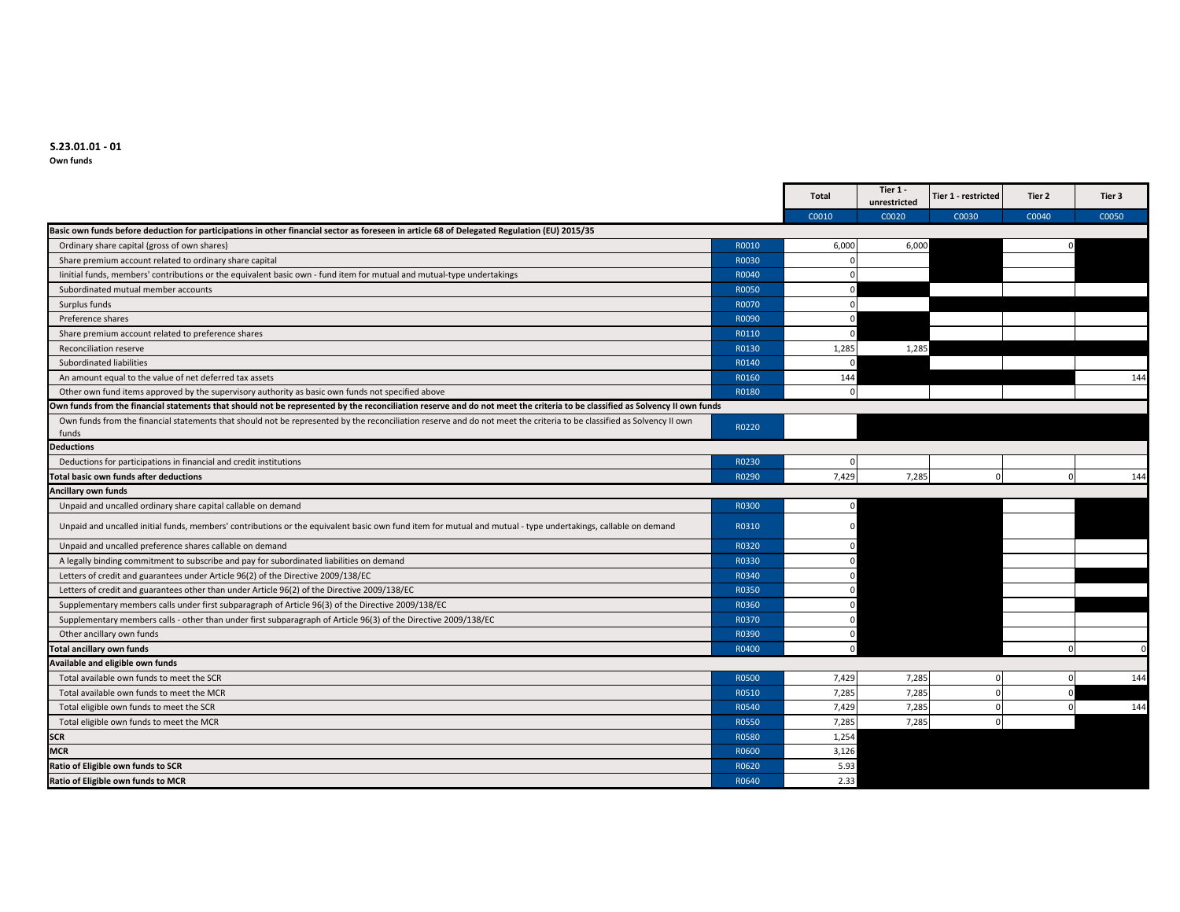**S.23.01.01 - 01**
**Own funds**

| | | Total | Tier 1 - unrestricted | Tier 1 - restricted | Tier 2 | Tier 3 |
|---|---|---|---|---|---|---|
| | | C0010 | C0020 | C0030 | C0040 | C0050 |
| **Basic own funds before deduction for participations in other financial sector as foreseen in article 68 of Delegated Regulation (EU) 2015/35** | | | | | | |
| Ordinary share capital (gross of own shares) | R0010 | 6,000 | 6,000 | | 0 | |
| Share premium account related to ordinary share capital | R0030 | 0 | | | | |
| Iinitial funds, members' contributions or the equivalent basic own - fund item for mutual and mutual-type undertakings | R0040 | 0 | | | | |
| Subordinated mutual member accounts | R0050 | 0 | | | | |
| Surplus funds | R0070 | 0 | | | | |
| Preference shares | R0090 | 0 | | | | |
| Share premium account related to preference shares | R0110 | 0 | | | | |
| Reconciliation reserve | R0130 | 1,285 | 1,285 | | | |
| Subordinated liabilities | R0140 | 0 | | | | |
| An amount equal to the value of net deferred tax assets | R0160 | 144 | | | | 144 |
| Other own fund items approved by the supervisory authority as basic own funds not specified above | R0180 | 0 | | | | |
| **Own funds from the financial statements that should not be represented by the reconciliation reserve and do not meet the criteria to be classified as Solvency II own funds** | | | | | | |
| Own funds from the financial statements that should not be represented by the reconciliation reserve and do not meet the criteria to be classified as Solvency II own funds | R0220 | | | | | |
| **Deductions** | | | | | | |
| Deductions for participations in financial and credit institutions | R0230 | 0 | | | | |
| **Total basic own funds after deductions** | R0290 | 7,429 | 7,285 | 0 | 0 | 144 |
| **Ancillary own funds** | | | | | | |
| Unpaid and uncalled ordinary share capital callable on demand | R0300 | 0 | | | | |
| Unpaid and uncalled initial funds, members' contributions or the equivalent basic own fund item for mutual and mutual - type undertakings, callable on demand | R0310 | 0 | | | | |
| Unpaid and uncalled preference shares callable on demand | R0320 | 0 | | | | |
| A legally binding commitment to subscribe and pay for subordinated liabilities on demand | R0330 | 0 | | | | |
| Letters of credit and guarantees under Article 96(2) of the Directive 2009/138/EC | R0340 | 0 | | | | |
| Letters of credit and guarantees other than under Article 96(2) of the Directive 2009/138/EC | R0350 | 0 | | | | |
| Supplementary members calls under first subparagraph of Article 96(3) of the Directive 2009/138/EC | R0360 | 0 | | | | |
| Supplementary members calls - other than under first subparagraph of Article 96(3) of the Directive 2009/138/EC | R0370 | 0 | | | | |
| Other ancillary own funds | R0390 | 0 | | | | |
| **Total ancillary own funds** | R0400 | 0 | | | 0 | 0 |
| **Available and eligible own funds** | | | | | | |
| Total available own funds to meet the SCR | R0500 | 7,429 | 7,285 | 0 | 0 | 144 |
| Total available own funds to meet the MCR | R0510 | 7,285 | 7,285 | 0 | 0 | |
| Total eligible own funds to meet the SCR | R0540 | 7,429 | 7,285 | 0 | 0 | 144 |
| Total eligible own funds to meet the MCR | R0550 | 7,285 | 7,285 | 0 | | |
| **SCR** | R0580 | 1,254 | | | | |
| **MCR** | R0600 | 3,126 | | | | |
| **Ratio of Eligible own funds to SCR** | R0620 | 5.93 | | | | |
| **Ratio of Eligible own funds to MCR** | R0640 | 2.33 | | | | |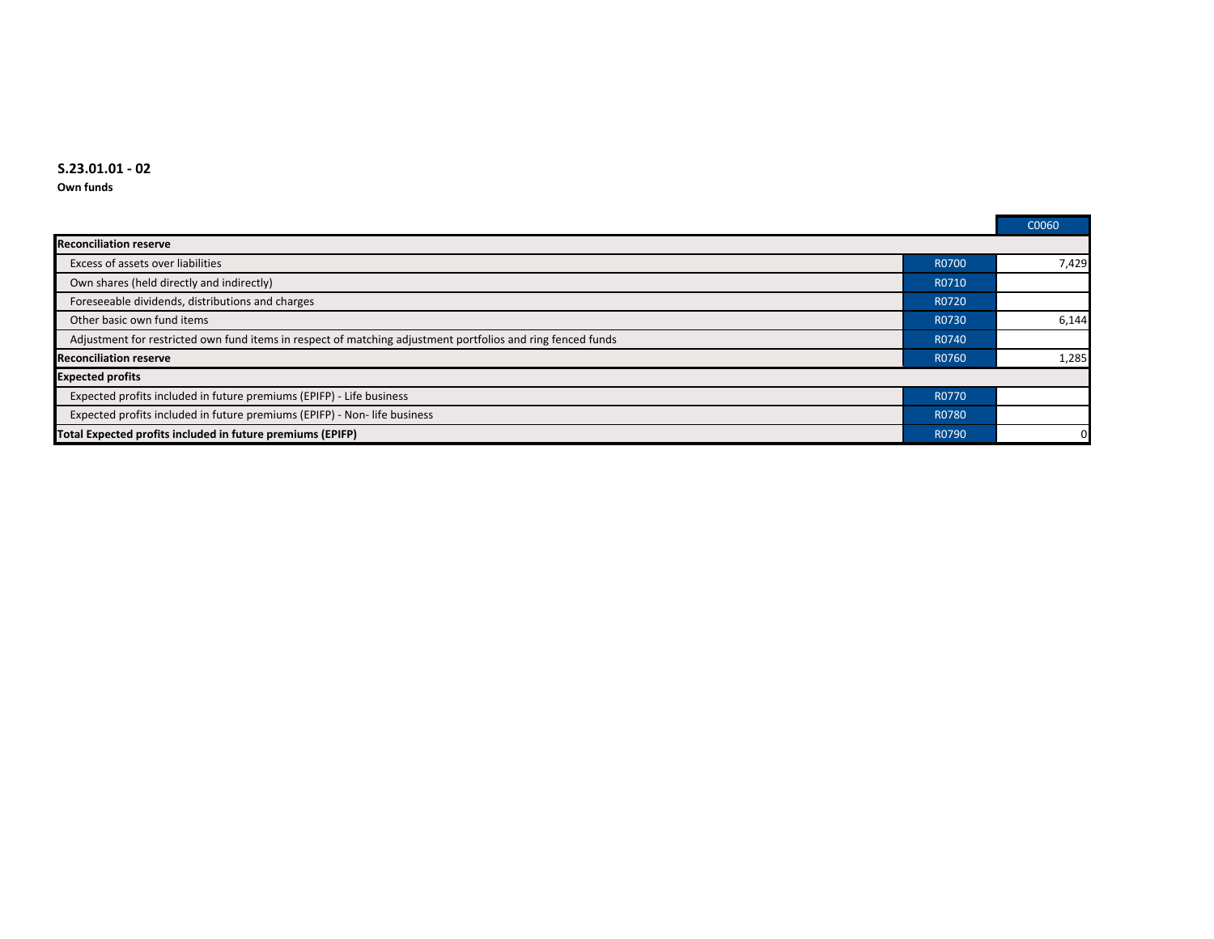**S.23.01.01 - 02**

**Own funds**

| | | C0060 |
|---|---|---|
| **Reconciliation reserve** | | |
| Excess of assets over liabilities | R0700 | 7,429 |
| Own shares (held directly and indirectly) | R0710 | |
| Foreseeable dividends, distributions and charges | R0720 | |
| Other basic own fund items | R0730 | 6,144 |
| Adjustment for restricted own fund items in respect of matching adjustment portfolios and ring fenced funds | R0740 | |
| **Reconciliation reserve** | R0760 | 1,285 |
| **Expected profits** | | |
| Expected profits included in future premiums (EPIFP) - Life business | R0770 | |
| Expected profits included in future premiums (EPIFP) - Non- life business | R0780 | |
| **Total Expected profits included in future premiums (EPIFP)** | R0790 | 0 |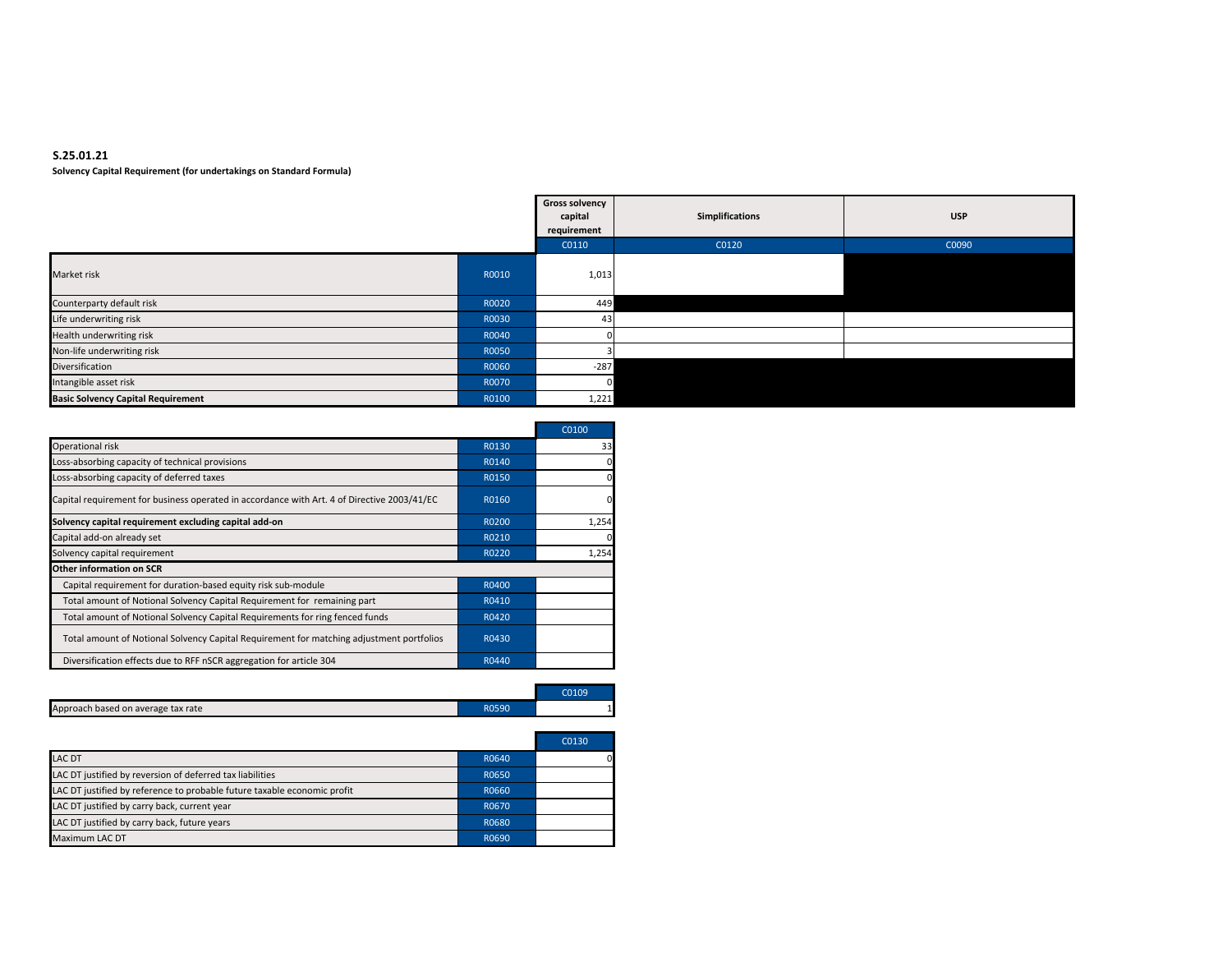**S.25.01.21**

**Solvency Capital Requirement (for undertakings on Standard Formula)**

| | | Gross solvency capital requirement | Simplifications | USP |
|---|---|---|---|---|
| | | C0110 | C0120 | C0090 |
| Market risk | R0010 | 1,013 | | |
| Counterparty default risk | R0020 | 449 | | |
| Life underwriting risk | R0030 | 43 | | |
| Health underwriting risk | R0040 | 0 | | |
| Non-life underwriting risk | R0050 | 3 | | |
| Diversification | R0060 | -287 | | |
| Intangible asset risk | R0070 | 0 | | |
| **Basic Solvency Capital Requirement** | R0100 | 1,221 | | |

| | | C0100 |
|---|---|---|
| Operational risk | R0130 | 33 |
| Loss-absorbing capacity of technical provisions | R0140 | 0 |
| Loss-absorbing capacity of deferred taxes | R0150 | 0 |
| Capital requirement for business operated in accordance with Art. 4 of Directive 2003/41/EC | R0160 | 0 |
| **Solvency capital requirement excluding capital add-on** | R0200 | 1,254 |
| Capital add-on already set | R0210 | 0 |
| Solvency capital requirement | R0220 | 1,254 |
| **Other information on SCR** | | |
| Capital requirement for duration-based equity risk sub-module | R0400 | |
| Total amount of Notional Solvency Capital Requirement for remaining part | R0410 | |
| Total amount of Notional Solvency Capital Requirements for ring fenced funds | R0420 | |
| Total amount of Notional Solvency Capital Requirement for matching adjustment portfolios | R0430 | |
| Diversification effects due to RFF nSCR aggregation for article 304 | R0440 | |

| | | C0109 |
|---|---|---|
| Approach based on average tax rate | R0590 | 1 |

| | | C0130 |
|---|---|---|
| LAC DT | R0640 | 0 |
| LAC DT justified by reversion of deferred tax liabilities | R0650 | |
| LAC DT justified by reference to probable future taxable economic profit | R0660 | |
| LAC DT justified by carry back, current year | R0670 | |
| LAC DT justified by carry back, future years | R0680 | |
| Maximum LAC DT | R0690 | |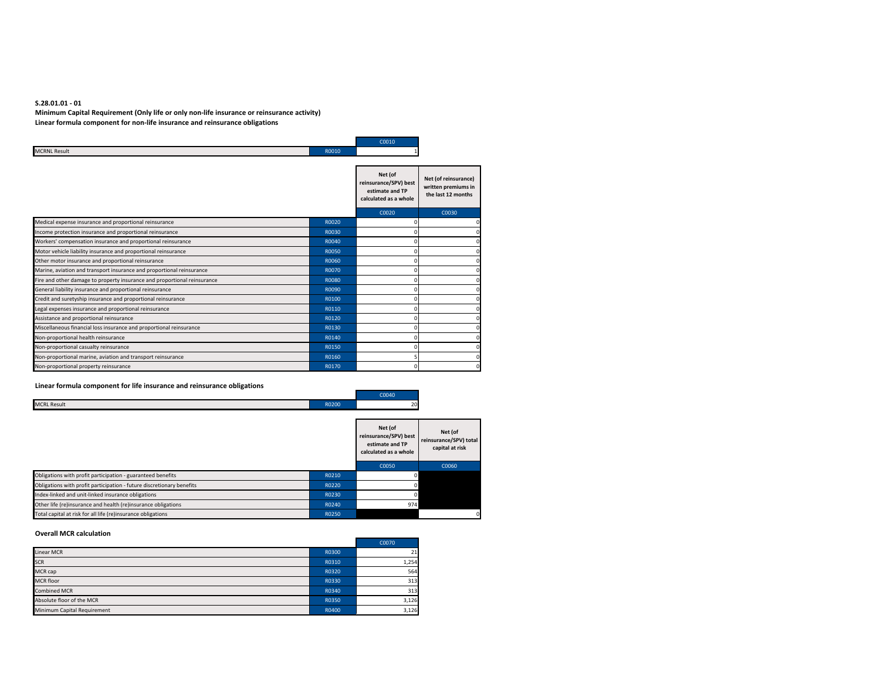**S.28.01.01 - 01**

**Minimum Capital Requirement (Only life or only non-life insurance or reinsurance activity)**

**Linear formula component for non-life insurance and reinsurance obligations**

| | | C0010 |
|---|---|---|
| MCRNL Result | R0010 | 1 |

| | | Net (of reinsurance/SPV) best estimate and TP calculated as a whole | Net (of reinsurance) written premiums in the last 12 months |
|---|---|---|---|
| | | C0020 | C0030 |
| Medical expense insurance and proportional reinsurance | R0020 | 0 | 0 |
| Income protection insurance and proportional reinsurance | R0030 | 0 | 0 |
| Workers' compensation insurance and proportional reinsurance | R0040 | 0 | 0 |
| Motor vehicle liability insurance and proportional reinsurance | R0050 | 0 | 0 |
| Other motor insurance and proportional reinsurance | R0060 | 0 | 0 |
| Marine, aviation and transport insurance and proportional reinsurance | R0070 | 0 | 0 |
| Fire and other damage to property insurance and proportional reinsurance | R0080 | 0 | 0 |
| General liability insurance and proportional reinsurance | R0090 | 0 | 0 |
| Credit and suretyship insurance and proportional reinsurance | R0100 | 0 | 0 |
| Legal expenses insurance and proportional reinsurance | R0110 | 0 | 0 |
| Assistance and proportional reinsurance | R0120 | 0 | 0 |
| Miscellaneous financial loss insurance and proportional reinsurance | R0130 | 0 | 0 |
| Non-proportional health reinsurance | R0140 | 0 | 0 |
| Non-proportional casualty reinsurance | R0150 | 0 | 0 |
| Non-proportional marine, aviation and transport reinsurance | R0160 | 5 | 0 |
| Non-proportional property reinsurance | R0170 | 0 | 0 |

**Linear formula component for life insurance and reinsurance obligations**

| | | C0040 |
|---|---|---|
| MCRL Result | R0200 | 20 |

| | | Net (of reinsurance/SPV) best estimate and TP calculated as a whole | Net (of reinsurance/SPV) total capital at risk |
|---|---|---|---|
| | | C0050 | C0060 |
| Obligations with profit participation - guaranteed benefits | R0210 | 0 | |
| Obligations with profit participation - future discretionary benefits | R0220 | 0 | |
| Index-linked and unit-linked insurance obligations | R0230 | 0 | |
| Other life (re)insurance and health (re)insurance obligations | R0240 | 974 | |
| Total capital at risk for all life (re)insurance obligations | R0250 | | 0 |

**Overall MCR calculation**

| | | C0070 |
|---|---|---|
| Linear MCR | R0300 | 21 |
| SCR | R0310 | 1,254 |
| MCR cap | R0320 | 564 |
| MCR floor | R0330 | 313 |
| Combined MCR | R0340 | 313 |
| Absolute floor of the MCR | R0350 | 3,126 |
| Minimum Capital Requirement | R0400 | 3,126 |